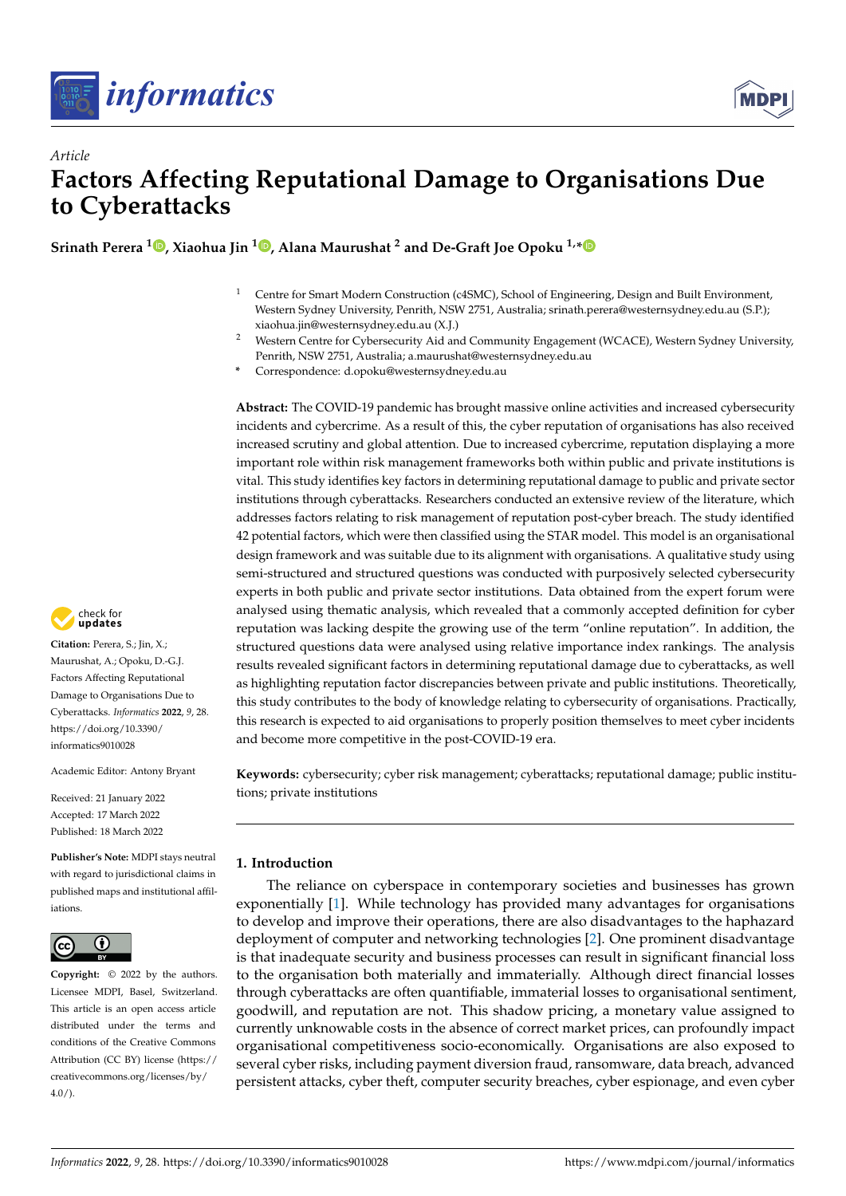*Article*

# Factors Affecting Reputational Damage to Organisations Due to Cyberattacks

**Srinath Perera [1], Xiaohua Jin [1], Alana Maurushat [2] and De-Graft Joe Opoku [1,*]**

[1] Centre for Smart Modern Construction (c4SMC), School of Engineering, Design and Built Environment, Western Sydney University, Penrith, NSW 2751, Australia; srinath.perera@westernsydney.edu.au (S.P.); xiaohua.jin@westernsydney.edu.au (X.J.)

[2] Western Centre for Cybersecurity Aid and Community Engagement (WCACE), Western Sydney University, Penrith, NSW 2751, Australia; a.maurushat@westernsydney.edu.au

\* Correspondence: d.opoku@westernsydney.edu.au

**Abstract:** The COVID-19 pandemic has brought massive online activities and increased cybersecurity incidents and cybercrime. As a result of this, the cyber reputation of organisations has also received increased scrutiny and global attention. Due to increased cybercrime, reputation displaying a more important role within risk management frameworks both within public and private institutions is vital. This study identifies key factors in determining reputational damage to public and private sector institutions through cyberattacks. Researchers conducted an extensive review of the literature, which addresses factors relating to risk management of reputation post-cyber breach. The study identified 42 potential factors, which were then classified using the STAR model. This model is an organisational design framework and was suitable due to its alignment with organisations. A qualitative study using semi-structured and structured questions was conducted with purposively selected cybersecurity experts in both public and private sector institutions. Data obtained from the expert forum were analysed using thematic analysis, which revealed that a commonly accepted definition for cyber reputation was lacking despite the growing use of the term "online reputation". In addition, the structured questions data were analysed using relative importance index rankings. The analysis results revealed significant factors in determining reputational damage due to cyberattacks, as well as highlighting reputation factor discrepancies between private and public institutions. Theoretically, this study contributes to the body of knowledge relating to cybersecurity of organisations. Practically, this research is expected to aid organisations to properly position themselves to meet cyber incidents and become more competitive in the post-COVID-19 era.

**Keywords:** cybersecurity; cyber risk management; cyberattacks; reputational damage; public institutions; private institutions

**Citation:** Perera, S.; Jin, X.; Maurushat, A.; Opoku, D.-G.J. Factors Affecting Reputational Damage to Organisations Due to Cyberattacks. *Informatics* **2022**, *9*, 28. https://doi.org/10.3390/informatics9010028

Academic Editor: Antony Bryant

Received: 21 January 2022
Accepted: 17 March 2022
Published: 18 March 2022

**Publisher's Note:** MDPI stays neutral with regard to jurisdictional claims in published maps and institutional affiliations.

**Copyright:** © 2022 by the authors. Licensee MDPI, Basel, Switzerland. This article is an open access article distributed under the terms and conditions of the Creative Commons Attribution (CC BY) license (https://creativecommons.org/licenses/by/4.0/).

## 1. Introduction

The reliance on cyberspace in contemporary societies and businesses has grown exponentially [1]. While technology has provided many advantages for organisations to develop and improve their operations, there are also disadvantages to the haphazard deployment of computer and networking technologies [2]. One prominent disadvantage is that inadequate security and business processes can result in significant financial loss to the organisation both materially and immaterially. Although direct financial losses through cyberattacks are often quantifiable, immaterial losses to organisational sentiment, goodwill, and reputation are not. This shadow pricing, a monetary value assigned to currently unknowable costs in the absence of correct market prices, can profoundly impact organisational competitiveness socio-economically. Organisations are also exposed to several cyber risks, including payment diversion fraud, ransomware, data breach, advanced persistent attacks, cyber theft, computer security breaches, cyber espionage, and even cyber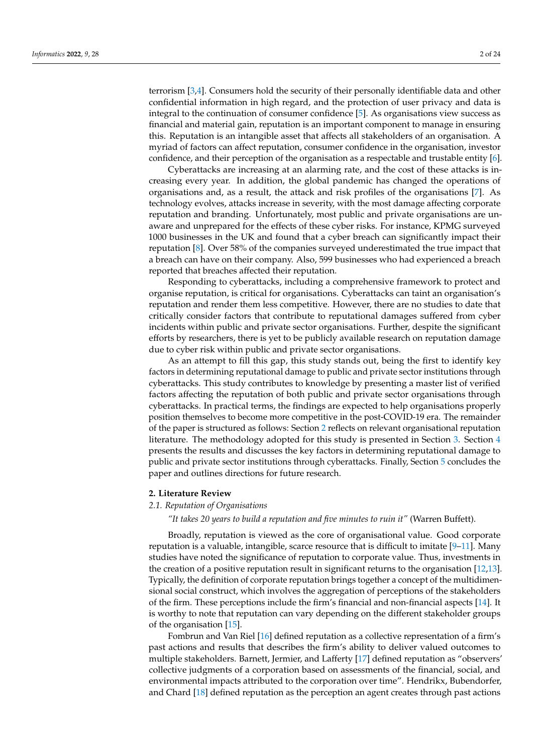terrorism [3,4]. Consumers hold the security of their personally identifiable data and other confidential information in high regard, and the protection of user privacy and data is integral to the continuation of consumer confidence [5]. As organisations view success as financial and material gain, reputation is an important component to manage in ensuring this. Reputation is an intangible asset that affects all stakeholders of an organisation. A myriad of factors can affect reputation, consumer confidence in the organisation, investor confidence, and their perception of the organisation as a respectable and trustable entity [6].

Cyberattacks are increasing at an alarming rate, and the cost of these attacks is increasing every year. In addition, the global pandemic has changed the operations of organisations and, as a result, the attack and risk profiles of the organisations [7]. As technology evolves, attacks increase in severity, with the most damage affecting corporate reputation and branding. Unfortunately, most public and private organisations are unaware and unprepared for the effects of these cyber risks. For instance, KPMG surveyed 1000 businesses in the UK and found that a cyber breach can significantly impact their reputation [8]. Over 58% of the companies surveyed underestimated the true impact that a breach can have on their company. Also, 599 businesses who had experienced a breach reported that breaches affected their reputation.

Responding to cyberattacks, including a comprehensive framework to protect and organise reputation, is critical for organisations. Cyberattacks can taint an organisation's reputation and render them less competitive. However, there are no studies to date that critically consider factors that contribute to reputational damages suffered from cyber incidents within public and private sector organisations. Further, despite the significant efforts by researchers, there is yet to be publicly available research on reputation damage due to cyber risk within public and private sector organisations.

As an attempt to fill this gap, this study stands out, being the first to identify key factors in determining reputational damage to public and private sector institutions through cyberattacks. This study contributes to knowledge by presenting a master list of verified factors affecting the reputation of both public and private sector organisations through cyberattacks. In practical terms, the findings are expected to help organisations properly position themselves to become more competitive in the post-COVID-19 era. The remainder of the paper is structured as follows: Section 2 reflects on relevant organisational reputation literature. The methodology adopted for this study is presented in Section 3. Section 4 presents the results and discusses the key factors in determining reputational damage to public and private sector institutions through cyberattacks. Finally, Section 5 concludes the paper and outlines directions for future research.

## 2. Literature Review

### 2.1. Reputation of Organisations

*"It takes 20 years to build a reputation and five minutes to ruin it"* (Warren Buffett).

Broadly, reputation is viewed as the core of organisational value. Good corporate reputation is a valuable, intangible, scarce resource that is difficult to imitate [9–11]. Many studies have noted the significance of reputation to corporate value. Thus, investments in the creation of a positive reputation result in significant returns to the organisation [12,13]. Typically, the definition of corporate reputation brings together a concept of the multidimensional social construct, which involves the aggregation of perceptions of the stakeholders of the firm. These perceptions include the firm's financial and non-financial aspects [14]. It is worthy to note that reputation can vary depending on the different stakeholder groups of the organisation [15].

Fombrun and Van Riel [16] defined reputation as a collective representation of a firm's past actions and results that describes the firm's ability to deliver valued outcomes to multiple stakeholders. Barnett, Jermier, and Lafferty [17] defined reputation as "observers' collective judgments of a corporation based on assessments of the financial, social, and environmental impacts attributed to the corporation over time". Hendrikx, Bubendorfer, and Chard [18] defined reputation as the perception an agent creates through past actions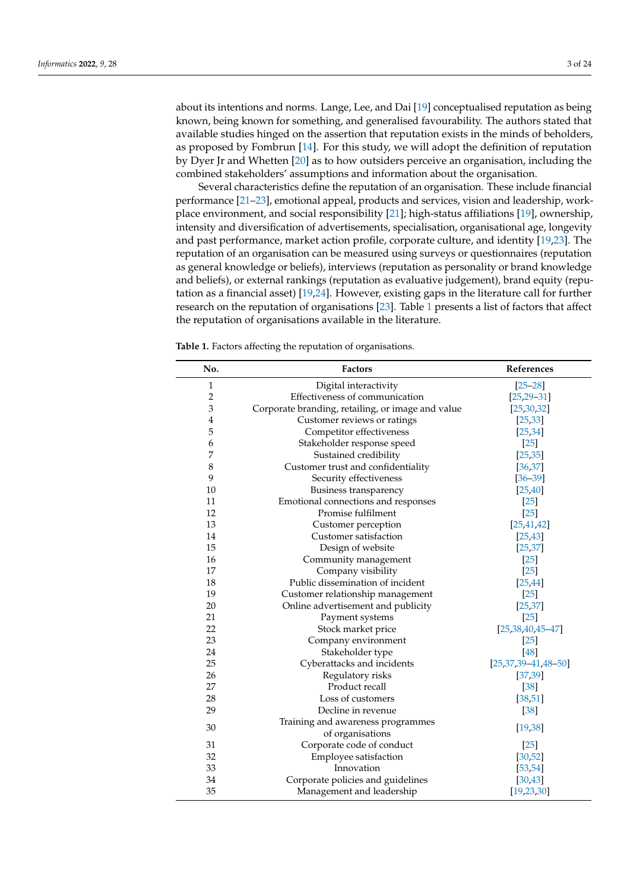about its intentions and norms. Lange, Lee, and Dai [19] conceptualised reputation as being known, being known for something, and generalised favourability. The authors stated that available studies hinged on the assertion that reputation exists in the minds of beholders, as proposed by Fombrun [14]. For this study, we will adopt the definition of reputation by Dyer Jr and Whetten [20] as to how outsiders perceive an organisation, including the combined stakeholders' assumptions and information about the organisation.

Several characteristics define the reputation of an organisation. These include financial performance [21–23], emotional appeal, products and services, vision and leadership, workplace environment, and social responsibility [21]; high-status affiliations [19], ownership, intensity and diversification of advertisements, specialisation, organisational age, longevity and past performance, market action profile, corporate culture, and identity [19,23]. The reputation of an organisation can be measured using surveys or questionnaires (reputation as general knowledge or beliefs), interviews (reputation as personality or brand knowledge and beliefs), or external rankings (reputation as evaluative judgement), brand equity (reputation as a financial asset) [19,24]. However, existing gaps in the literature call for further research on the reputation of organisations [23]. Table 1 presents a list of factors that affect the reputation of organisations available in the literature.

**Table 1.** Factors affecting the reputation of organisations.

| No. | Factors | References |
|---|---|---|
| 1 | Digital interactivity | [25–28] |
| 2 | Effectiveness of communication | [25,29–31] |
| 3 | Corporate branding, retailing, or image and value | [25,30,32] |
| 4 | Customer reviews or ratings | [25,33] |
| 5 | Competitor effectiveness | [25,34] |
| 6 | Stakeholder response speed | [25] |
| 7 | Sustained credibility | [25,35] |
| 8 | Customer trust and confidentiality | [36,37] |
| 9 | Security effectiveness | [36–39] |
| 10 | Business transparency | [25,40] |
| 11 | Emotional connections and responses | [25] |
| 12 | Promise fulfilment | [25] |
| 13 | Customer perception | [25,41,42] |
| 14 | Customer satisfaction | [25,43] |
| 15 | Design of website | [25,37] |
| 16 | Community management | [25] |
| 17 | Company visibility | [25] |
| 18 | Public dissemination of incident | [25,44] |
| 19 | Customer relationship management | [25] |
| 20 | Online advertisement and publicity | [25,37] |
| 21 | Payment systems | [25] |
| 22 | Stock market price | [25,38,40,45–47] |
| 23 | Company environment | [25] |
| 24 | Stakeholder type | [48] |
| 25 | Cyberattacks and incidents | [25,37,39–41,48–50] |
| 26 | Regulatory risks | [37,39] |
| 27 | Product recall | [38] |
| 28 | Loss of customers | [38,51] |
| 29 | Decline in revenue | [38] |
| 30 | Training and awareness programmes of organisations | [19,38] |
| 31 | Corporate code of conduct | [25] |
| 32 | Employee satisfaction | [30,52] |
| 33 | Innovation | [53,54] |
| 34 | Corporate policies and guidelines | [30,43] |
| 35 | Management and leadership | [19,23,30] |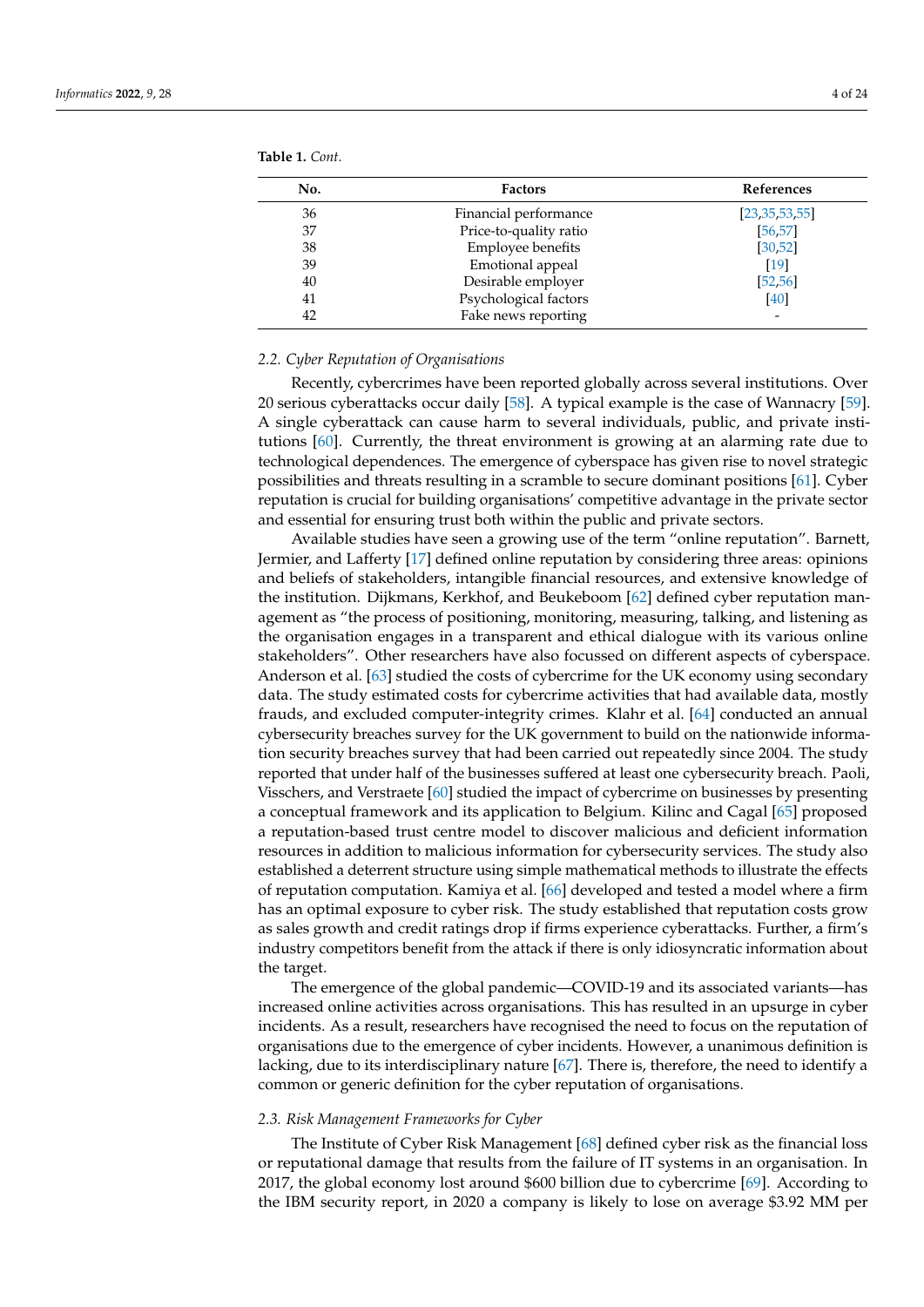**Table 1.** *Cont.*

| No. | Factors | References |
|---|---|---|
| 36 | Financial performance | [23,35,53,55] |
| 37 | Price-to-quality ratio | [56,57] |
| 38 | Employee benefits | [30,52] |
| 39 | Emotional appeal | [19] |
| 40 | Desirable employer | [52,56] |
| 41 | Psychological factors | [40] |
| 42 | Fake news reporting | - |

### 2.2. Cyber Reputation of Organisations

Recently, cybercrimes have been reported globally across several institutions. Over 20 serious cyberattacks occur daily [58]. A typical example is the case of Wannacry [59]. A single cyberattack can cause harm to several individuals, public, and private institutions [60]. Currently, the threat environment is growing at an alarming rate due to technological dependences. The emergence of cyberspace has given rise to novel strategic possibilities and threats resulting in a scramble to secure dominant positions [61]. Cyber reputation is crucial for building organisations' competitive advantage in the private sector and essential for ensuring trust both within the public and private sectors.

Available studies have seen a growing use of the term "online reputation". Barnett, Jermier, and Lafferty [17] defined online reputation by considering three areas: opinions and beliefs of stakeholders, intangible financial resources, and extensive knowledge of the institution. Dijkmans, Kerkhof, and Beukeboom [62] defined cyber reputation management as "the process of positioning, monitoring, measuring, talking, and listening as the organisation engages in a transparent and ethical dialogue with its various online stakeholders". Other researchers have also focussed on different aspects of cyberspace. Anderson et al. [63] studied the costs of cybercrime for the UK economy using secondary data. The study estimated costs for cybercrime activities that had available data, mostly frauds, and excluded computer-integrity crimes. Klahr et al. [64] conducted an annual cybersecurity breaches survey for the UK government to build on the nationwide information security breaches survey that had been carried out repeatedly since 2004. The study reported that under half of the businesses suffered at least one cybersecurity breach. Paoli, Visschers, and Verstraete [60] studied the impact of cybercrime on businesses by presenting a conceptual framework and its application to Belgium. Kilinc and Cagal [65] proposed a reputation-based trust centre model to discover malicious and deficient information resources in addition to malicious information for cybersecurity services. The study also established a deterrent structure using simple mathematical methods to illustrate the effects of reputation computation. Kamiya et al. [66] developed and tested a model where a firm has an optimal exposure to cyber risk. The study established that reputation costs grow as sales growth and credit ratings drop if firms experience cyberattacks. Further, a firm's industry competitors benefit from the attack if there is only idiosyncratic information about the target.

The emergence of the global pandemic—COVID-19 and its associated variants—has increased online activities across organisations. This has resulted in an upsurge in cyber incidents. As a result, researchers have recognised the need to focus on the reputation of organisations due to the emergence of cyber incidents. However, a unanimous definition is lacking, due to its interdisciplinary nature [67]. There is, therefore, the need to identify a common or generic definition for the cyber reputation of organisations.

### 2.3. Risk Management Frameworks for Cyber

The Institute of Cyber Risk Management [68] defined cyber risk as the financial loss or reputational damage that results from the failure of IT systems in an organisation. In 2017, the global economy lost around $600 billion due to cybercrime [69]. According to the IBM security report, in 2020 a company is likely to lose on average $3.92 MM per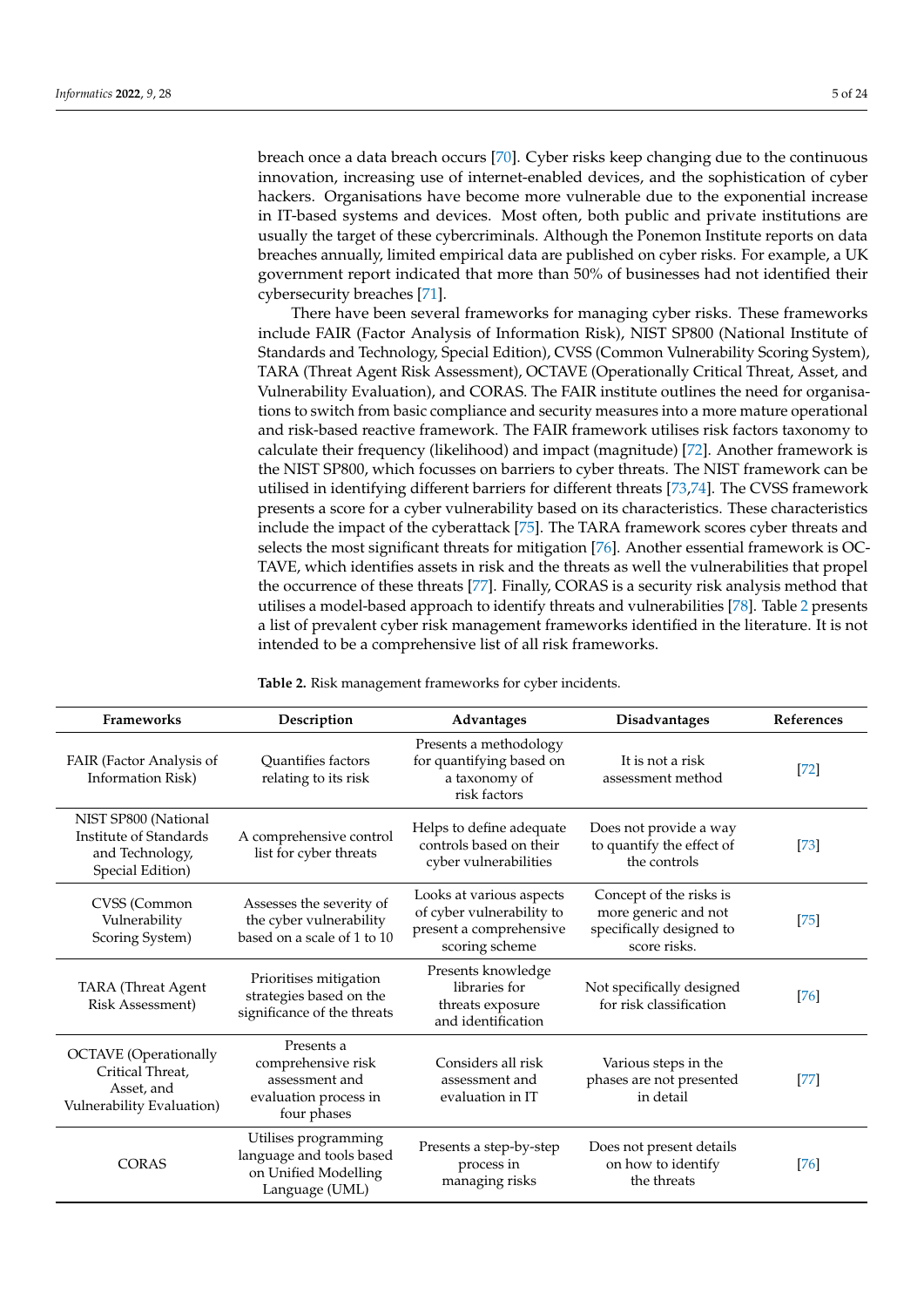breach once a data breach occurs [70]. Cyber risks keep changing due to the continuous innovation, increasing use of internet-enabled devices, and the sophistication of cyber hackers. Organisations have become more vulnerable due to the exponential increase in IT-based systems and devices. Most often, both public and private institutions are usually the target of these cybercriminals. Although the Ponemon Institute reports on data breaches annually, limited empirical data are published on cyber risks. For example, a UK government report indicated that more than 50% of businesses had not identified their cybersecurity breaches [71].

There have been several frameworks for managing cyber risks. These frameworks include FAIR (Factor Analysis of Information Risk), NIST SP800 (National Institute of Standards and Technology, Special Edition), CVSS (Common Vulnerability Scoring System), TARA (Threat Agent Risk Assessment), OCTAVE (Operationally Critical Threat, Asset, and Vulnerability Evaluation), and CORAS. The FAIR institute outlines the need for organisations to switch from basic compliance and security measures into a more mature operational and risk-based reactive framework. The FAIR framework utilises risk factors taxonomy to calculate their frequency (likelihood) and impact (magnitude) [72]. Another framework is the NIST SP800, which focusses on barriers to cyber threats. The NIST framework can be utilised in identifying different barriers for different threats [73,74]. The CVSS framework presents a score for a cyber vulnerability based on its characteristics. These characteristics include the impact of the cyberattack [75]. The TARA framework scores cyber threats and selects the most significant threats for mitigation [76]. Another essential framework is OCTAVE, which identifies assets in risk and the threats as well the vulnerabilities that propel the occurrence of these threats [77]. Finally, CORAS is a security risk analysis method that utilises a model-based approach to identify threats and vulnerabilities [78]. Table 2 presents a list of prevalent cyber risk management frameworks identified in the literature. It is not intended to be a comprehensive list of all risk frameworks.

**Table 2.** Risk management frameworks for cyber incidents.

| Frameworks | Description | Advantages | Disadvantages | References |
|---|---|---|---|---|
| FAIR (Factor Analysis of Information Risk) | Quantifies factors relating to its risk | Presents a methodology for quantifying based on a taxonomy of risk factors | It is not a risk assessment method | [72] |
| NIST SP800 (National Institute of Standards and Technology, Special Edition) | A comprehensive control list for cyber threats | Helps to define adequate controls based on their cyber vulnerabilities | Does not provide a way to quantify the effect of the controls | [73] |
| CVSS (Common Vulnerability Scoring System) | Assesses the severity of the cyber vulnerability based on a scale of 1 to 10 | Looks at various aspects of cyber vulnerability to present a comprehensive scoring scheme | Concept of the risks is more generic and not specifically designed to score risks. | [75] |
| TARA (Threat Agent Risk Assessment) | Prioritises mitigation strategies based on the significance of the threats | Presents knowledge libraries for threats exposure and identification | Not specifically designed for risk classification | [76] |
| OCTAVE (Operationally Critical Threat, Asset, and Vulnerability Evaluation) | Presents a comprehensive risk assessment and evaluation process in four phases | Considers all risk assessment and evaluation in IT | Various steps in the phases are not presented in detail | [77] |
| CORAS | Utilises programming language and tools based on Unified Modelling Language (UML) | Presents a step-by-step process in managing risks | Does not present details on how to identify the threats | [76] |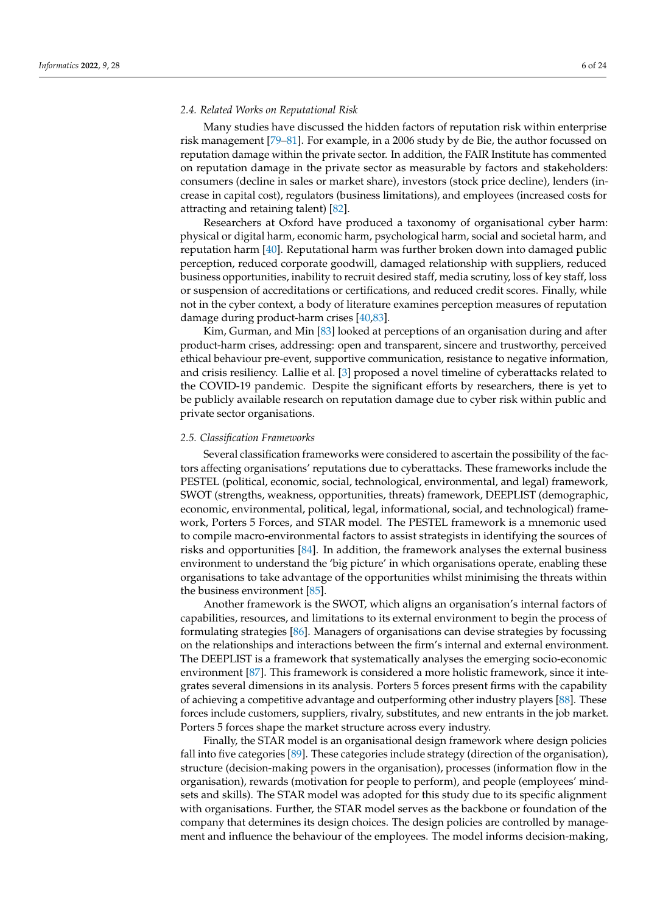### 2.4. Related Works on Reputational Risk

Many studies have discussed the hidden factors of reputation risk within enterprise risk management [79–81]. For example, in a 2006 study by de Bie, the author focussed on reputation damage within the private sector. In addition, the FAIR Institute has commented on reputation damage in the private sector as measurable by factors and stakeholders: consumers (decline in sales or market share), investors (stock price decline), lenders (increase in capital cost), regulators (business limitations), and employees (increased costs for attracting and retaining talent) [82].

Researchers at Oxford have produced a taxonomy of organisational cyber harm: physical or digital harm, economic harm, psychological harm, social and societal harm, and reputation harm [40]. Reputational harm was further broken down into damaged public perception, reduced corporate goodwill, damaged relationship with suppliers, reduced business opportunities, inability to recruit desired staff, media scrutiny, loss of key staff, loss or suspension of accreditations or certifications, and reduced credit scores. Finally, while not in the cyber context, a body of literature examines perception measures of reputation damage during product-harm crises [40,83].

Kim, Gurman, and Min [83] looked at perceptions of an organisation during and after product-harm crises, addressing: open and transparent, sincere and trustworthy, perceived ethical behaviour pre-event, supportive communication, resistance to negative information, and crisis resiliency. Lallie et al. [3] proposed a novel timeline of cyberattacks related to the COVID-19 pandemic. Despite the significant efforts by researchers, there is yet to be publicly available research on reputation damage due to cyber risk within public and private sector organisations.

### 2.5. Classification Frameworks

Several classification frameworks were considered to ascertain the possibility of the factors affecting organisations' reputations due to cyberattacks. These frameworks include the PESTEL (political, economic, social, technological, environmental, and legal) framework, SWOT (strengths, weakness, opportunities, threats) framework, DEEPLIST (demographic, economic, environmental, political, legal, informational, social, and technological) framework, Porters 5 Forces, and STAR model. The PESTEL framework is a mnemonic used to compile macro-environmental factors to assist strategists in identifying the sources of risks and opportunities [84]. In addition, the framework analyses the external business environment to understand the 'big picture' in which organisations operate, enabling these organisations to take advantage of the opportunities whilst minimising the threats within the business environment [85].

Another framework is the SWOT, which aligns an organisation's internal factors of capabilities, resources, and limitations to its external environment to begin the process of formulating strategies [86]. Managers of organisations can devise strategies by focussing on the relationships and interactions between the firm's internal and external environment. The DEEPLIST is a framework that systematically analyses the emerging socio-economic environment [87]. This framework is considered a more holistic framework, since it integrates several dimensions in its analysis. Porters 5 forces present firms with the capability of achieving a competitive advantage and outperforming other industry players [88]. These forces include customers, suppliers, rivalry, substitutes, and new entrants in the job market. Porters 5 forces shape the market structure across every industry.

Finally, the STAR model is an organisational design framework where design policies fall into five categories [89]. These categories include strategy (direction of the organisation), structure (decision-making powers in the organisation), processes (information flow in the organisation), rewards (motivation for people to perform), and people (employees' mindsets and skills). The STAR model was adopted for this study due to its specific alignment with organisations. Further, the STAR model serves as the backbone or foundation of the company that determines its design choices. The design policies are controlled by management and influence the behaviour of the employees. The model informs decision-making,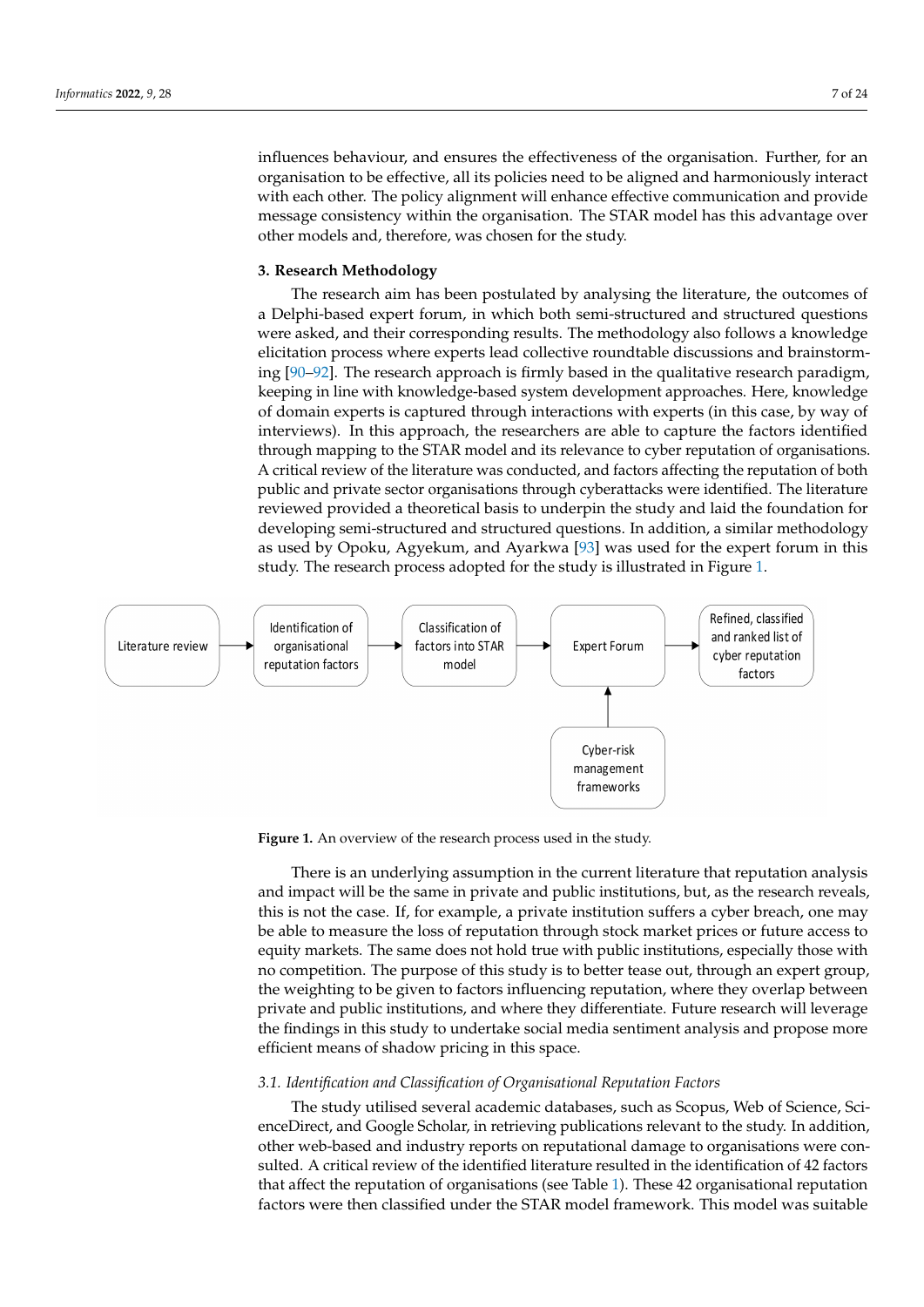influences behaviour, and ensures the effectiveness of the organisation. Further, for an organisation to be effective, all its policies need to be aligned and harmoniously interact with each other. The policy alignment will enhance effective communication and provide message consistency within the organisation. The STAR model has this advantage over other models and, therefore, was chosen for the study.

## 3. Research Methodology

The research aim has been postulated by analysing the literature, the outcomes of a Delphi-based expert forum, in which both semi-structured and structured questions were asked, and their corresponding results. The methodology also follows a knowledge elicitation process where experts lead collective roundtable discussions and brainstorming [90–92]. The research approach is firmly based in the qualitative research paradigm, keeping in line with knowledge-based system development approaches. Here, knowledge of domain experts is captured through interactions with experts (in this case, by way of interviews). In this approach, the researchers are able to capture the factors identified through mapping to the STAR model and its relevance to cyber reputation of organisations. A critical review of the literature was conducted, and factors affecting the reputation of both public and private sector organisations through cyberattacks were identified. The literature reviewed provided a theoretical basis to underpin the study and laid the foundation for developing semi-structured and structured questions. In addition, a similar methodology as used by Opoku, Agyekum, and Ayarkwa [93] was used for the expert forum in this study. The research process adopted for the study is illustrated in Figure 1.

Literature review → Identification of organisational reputation factors → Classification of factors into STAR model → Expert Forum → Refined, classified and ranked list of cyber reputation factors

Cyber-risk management frameworks → Expert Forum

**Figure 1.** An overview of the research process used in the study.

There is an underlying assumption in the current literature that reputation analysis and impact will be the same in private and public institutions, but, as the research reveals, this is not the case. If, for example, a private institution suffers a cyber breach, one may be able to measure the loss of reputation through stock market prices or future access to equity markets. The same does not hold true with public institutions, especially those with no competition. The purpose of this study is to better tease out, through an expert group, the weighting to be given to factors influencing reputation, where they overlap between private and public institutions, and where they differentiate. Future research will leverage the findings in this study to undertake social media sentiment analysis and propose more efficient means of shadow pricing in this space.

### *3.1. Identification and Classification of Organisational Reputation Factors*

The study utilised several academic databases, such as Scopus, Web of Science, ScienceDirect, and Google Scholar, in retrieving publications relevant to the study. In addition, other web-based and industry reports on reputational damage to organisations were consulted. A critical review of the identified literature resulted in the identification of 42 factors that affect the reputation of organisations (see Table 1). These 42 organisational reputation factors were then classified under the STAR model framework. This model was suitable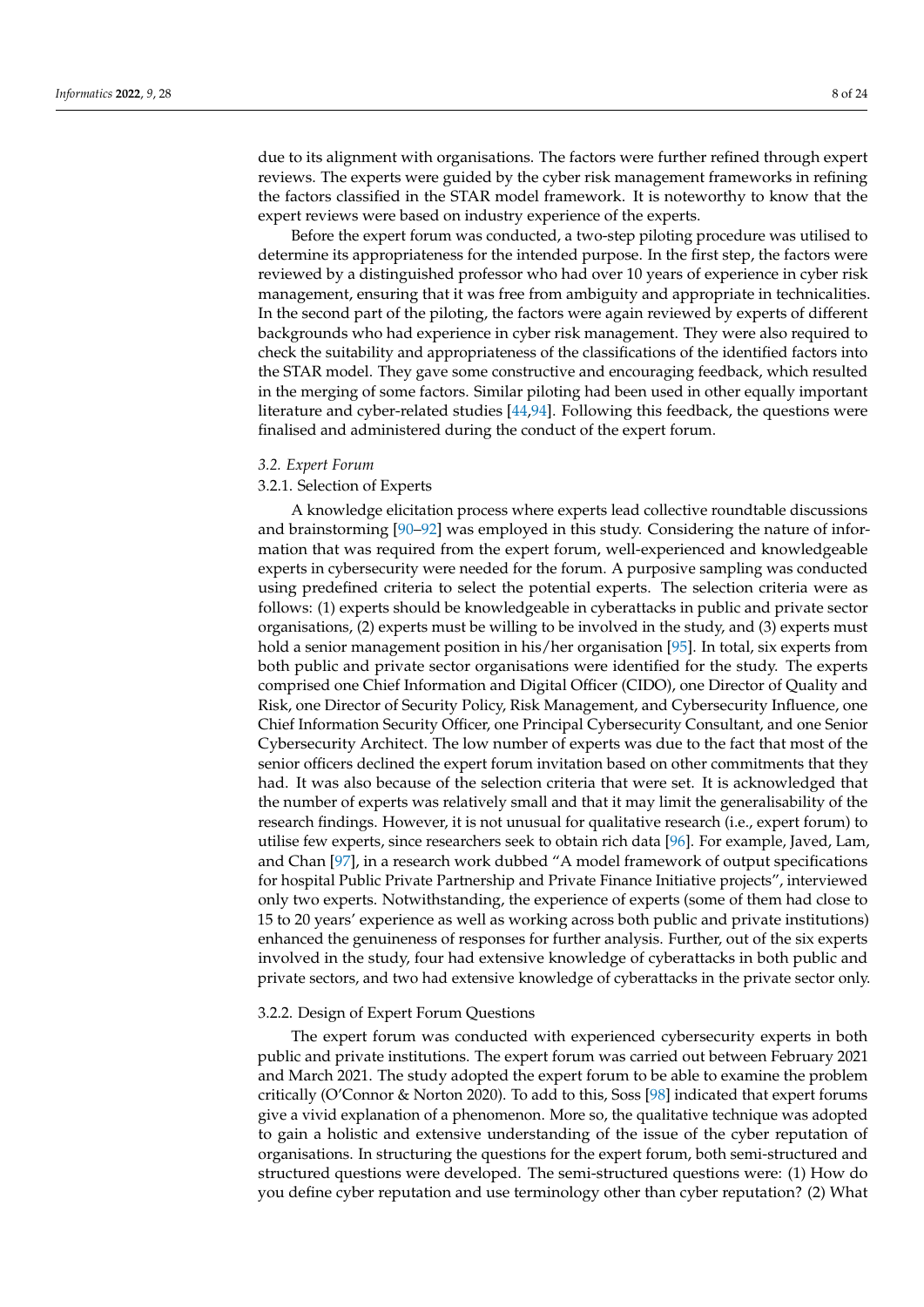due to its alignment with organisations. The factors were further refined through expert reviews. The experts were guided by the cyber risk management frameworks in refining the factors classified in the STAR model framework. It is noteworthy to know that the expert reviews were based on industry experience of the experts.

Before the expert forum was conducted, a two-step piloting procedure was utilised to determine its appropriateness for the intended purpose. In the first step, the factors were reviewed by a distinguished professor who had over 10 years of experience in cyber risk management, ensuring that it was free from ambiguity and appropriate in technicalities. In the second part of the piloting, the factors were again reviewed by experts of different backgrounds who had experience in cyber risk management. They were also required to check the suitability and appropriateness of the classifications of the identified factors into the STAR model. They gave some constructive and encouraging feedback, which resulted in the merging of some factors. Similar piloting had been used in other equally important literature and cyber-related studies [44,94]. Following this feedback, the questions were finalised and administered during the conduct of the expert forum.

### *3.2. Expert Forum*

#### 3.2.1. Selection of Experts

A knowledge elicitation process where experts lead collective roundtable discussions and brainstorming [90–92] was employed in this study. Considering the nature of information that was required from the expert forum, well-experienced and knowledgeable experts in cybersecurity were needed for the forum. A purposive sampling was conducted using predefined criteria to select the potential experts. The selection criteria were as follows: (1) experts should be knowledgeable in cyberattacks in public and private sector organisations, (2) experts must be willing to be involved in the study, and (3) experts must hold a senior management position in his/her organisation [95]. In total, six experts from both public and private sector organisations were identified for the study. The experts comprised one Chief Information and Digital Officer (CIDO), one Director of Quality and Risk, one Director of Security Policy, Risk Management, and Cybersecurity Influence, one Chief Information Security Officer, one Principal Cybersecurity Consultant, and one Senior Cybersecurity Architect. The low number of experts was due to the fact that most of the senior officers declined the expert forum invitation based on other commitments that they had. It was also because of the selection criteria that were set. It is acknowledged that the number of experts was relatively small and that it may limit the generalisability of the research findings. However, it is not unusual for qualitative research (i.e., expert forum) to utilise few experts, since researchers seek to obtain rich data [96]. For example, Javed, Lam, and Chan [97], in a research work dubbed "A model framework of output specifications for hospital Public Private Partnership and Private Finance Initiative projects", interviewed only two experts. Notwithstanding, the experience of experts (some of them had close to 15 to 20 years' experience as well as working across both public and private institutions) enhanced the genuineness of responses for further analysis. Further, out of the six experts involved in the study, four had extensive knowledge of cyberattacks in both public and private sectors, and two had extensive knowledge of cyberattacks in the private sector only.

#### 3.2.2. Design of Expert Forum Questions

The expert forum was conducted with experienced cybersecurity experts in both public and private institutions. The expert forum was carried out between February 2021 and March 2021. The study adopted the expert forum to be able to examine the problem critically (O'Connor & Norton 2020). To add to this, Soss [98] indicated that expert forums give a vivid explanation of a phenomenon. More so, the qualitative technique was adopted to gain a holistic and extensive understanding of the issue of the cyber reputation of organisations. In structuring the questions for the expert forum, both semi-structured and structured questions were developed. The semi-structured questions were: (1) How do you define cyber reputation and use terminology other than cyber reputation? (2) What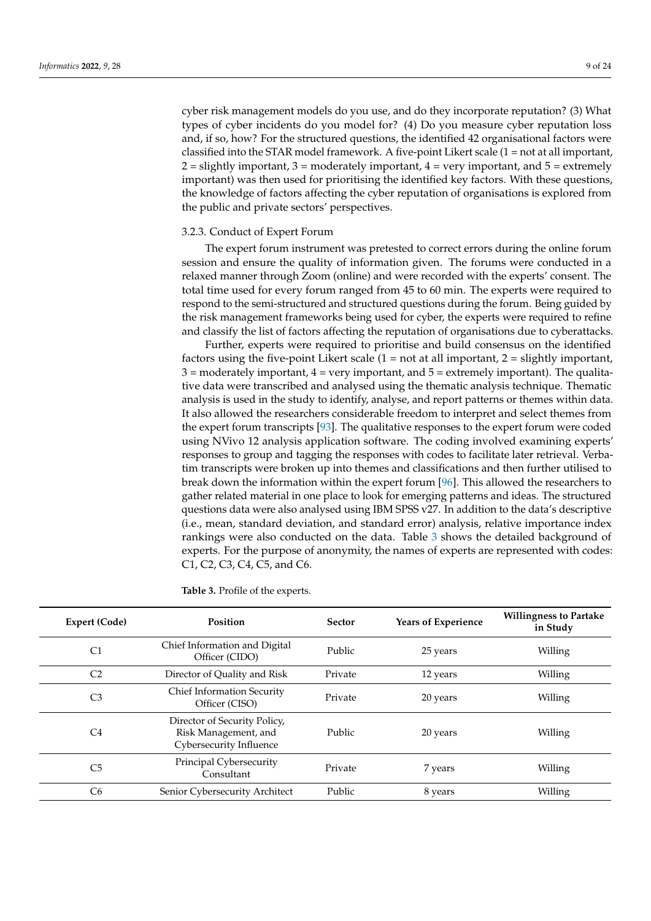cyber risk management models do you use, and do they incorporate reputation? (3) What types of cyber incidents do you model for? (4) Do you measure cyber reputation loss and, if so, how? For the structured questions, the identified 42 organisational factors were classified into the STAR model framework. A five-point Likert scale (1 = not at all important, 2 = slightly important, 3 = moderately important, 4 = very important, and 5 = extremely important) was then used for prioritising the identified key factors. With these questions, the knowledge of factors affecting the cyber reputation of organisations is explored from the public and private sectors' perspectives.

#### 3.2.3. Conduct of Expert Forum

The expert forum instrument was pretested to correct errors during the online forum session and ensure the quality of information given. The forums were conducted in a relaxed manner through Zoom (online) and were recorded with the experts' consent. The total time used for every forum ranged from 45 to 60 min. The experts were required to respond to the semi-structured and structured questions during the forum. Being guided by the risk management frameworks being used for cyber, the experts were required to refine and classify the list of factors affecting the reputation of organisations due to cyberattacks.

Further, experts were required to prioritise and build consensus on the identified factors using the five-point Likert scale (1 = not at all important, 2 = slightly important, 3 = moderately important, 4 = very important, and 5 = extremely important). The qualitative data were transcribed and analysed using the thematic analysis technique. Thematic analysis is used in the study to identify, analyse, and report patterns or themes within data. It also allowed the researchers considerable freedom to interpret and select themes from the expert forum transcripts [93]. The qualitative responses to the expert forum were coded using NVivo 12 analysis application software. The coding involved examining experts' responses to group and tagging the responses with codes to facilitate later retrieval. Verbatim transcripts were broken up into themes and classifications and then further utilised to break down the information within the expert forum [96]. This allowed the researchers to gather related material in one place to look for emerging patterns and ideas. The structured questions data were also analysed using IBM SPSS v27. In addition to the data's descriptive (i.e., mean, standard deviation, and standard error) analysis, relative importance index rankings were also conducted on the data. Table 3 shows the detailed background of experts. For the purpose of anonymity, the names of experts are represented with codes: C1, C2, C3, C4, C5, and C6.

**Table 3.** Profile of the experts.

| Expert (Code) | Position | Sector | Years of Experience | Willingness to Partake in Study |
|---|---|---|---|---|
| C1 | Chief Information and Digital Officer (CIDO) | Public | 25 years | Willing |
| C2 | Director of Quality and Risk | Private | 12 years | Willing |
| C3 | Chief Information Security Officer (CISO) | Private | 20 years | Willing |
| C4 | Director of Security Policy, Risk Management, and Cybersecurity Influence | Public | 20 years | Willing |
| C5 | Principal Cybersecurity Consultant | Private | 7 years | Willing |
| C6 | Senior Cybersecurity Architect | Public | 8 years | Willing |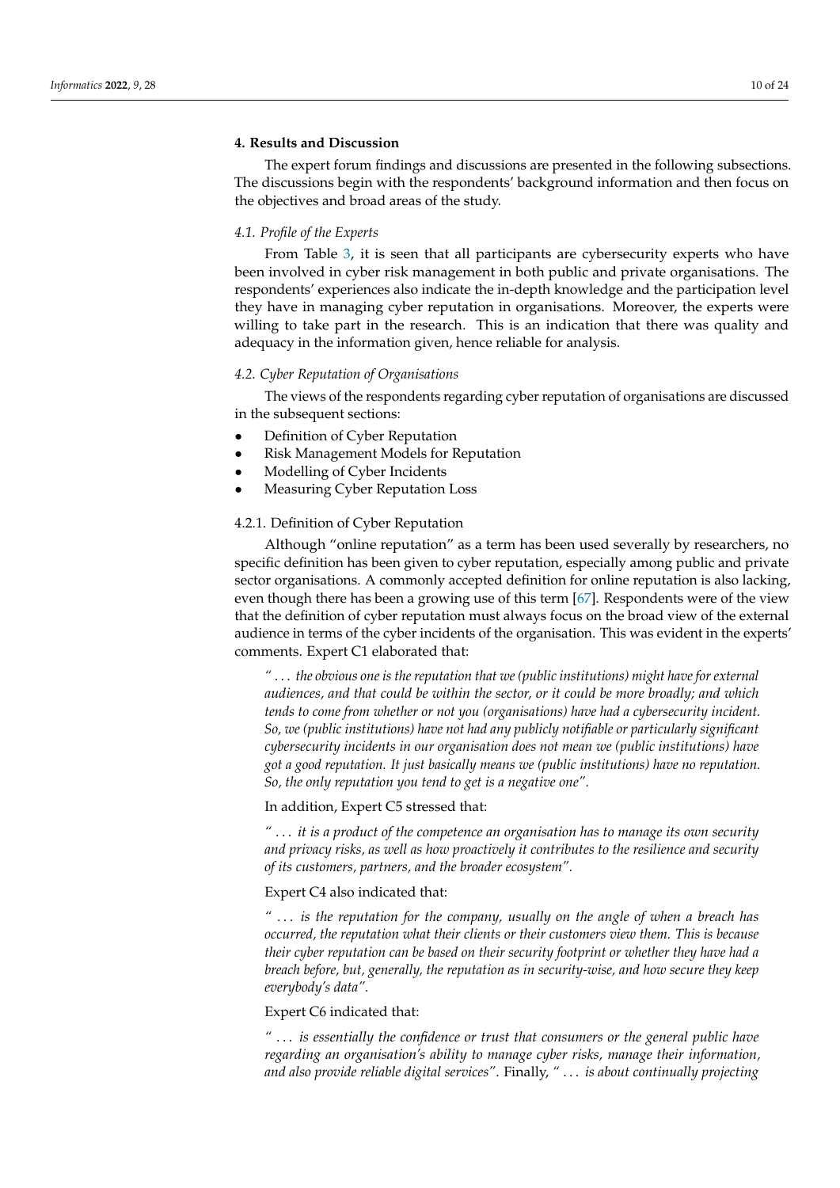## 4. Results and Discussion

The expert forum findings and discussions are presented in the following subsections. The discussions begin with the respondents' background information and then focus on the objectives and broad areas of the study.

### *4.1. Profile of the Experts*

From Table 3, it is seen that all participants are cybersecurity experts who have been involved in cyber risk management in both public and private organisations. The respondents' experiences also indicate the in-depth knowledge and the participation level they have in managing cyber reputation in organisations. Moreover, the experts were willing to take part in the research. This is an indication that there was quality and adequacy in the information given, hence reliable for analysis.

### *4.2. Cyber Reputation of Organisations*

The views of the respondents regarding cyber reputation of organisations are discussed in the subsequent sections:

- Definition of Cyber Reputation
- Risk Management Models for Reputation
- Modelling of Cyber Incidents
- Measuring Cyber Reputation Loss

#### 4.2.1. Definition of Cyber Reputation

Although "online reputation" as a term has been used severally by researchers, no specific definition has been given to cyber reputation, especially among public and private sector organisations. A commonly accepted definition for online reputation is also lacking, even though there has been a growing use of this term [67]. Respondents were of the view that the definition of cyber reputation must always focus on the broad view of the external audience in terms of the cyber incidents of the organisation. This was evident in the experts' comments. Expert C1 elaborated that:

> *" … the obvious one is the reputation that we (public institutions) might have for external audiences, and that could be within the sector, or it could be more broadly; and which tends to come from whether or not you (organisations) have had a cybersecurity incident. So, we (public institutions) have not had any publicly notifiable or particularly significant cybersecurity incidents in our organisation does not mean we (public institutions) have got a good reputation. It just basically means we (public institutions) have no reputation. So, the only reputation you tend to get is a negative one".*

In addition, Expert C5 stressed that:

> *" … it is a product of the competence an organisation has to manage its own security and privacy risks, as well as how proactively it contributes to the resilience and security of its customers, partners, and the broader ecosystem".*

Expert C4 also indicated that:

> *" … is the reputation for the company, usually on the angle of when a breach has occurred, the reputation what their clients or their customers view them. This is because their cyber reputation can be based on their security footprint or whether they have had a breach before, but, generally, the reputation as in security-wise, and how secure they keep everybody's data".*

Expert C6 indicated that:

> *" … is essentially the confidence or trust that consumers or the general public have regarding an organisation's ability to manage cyber risks, manage their information, and also provide reliable digital services".* Finally, *" … is about continually projecting*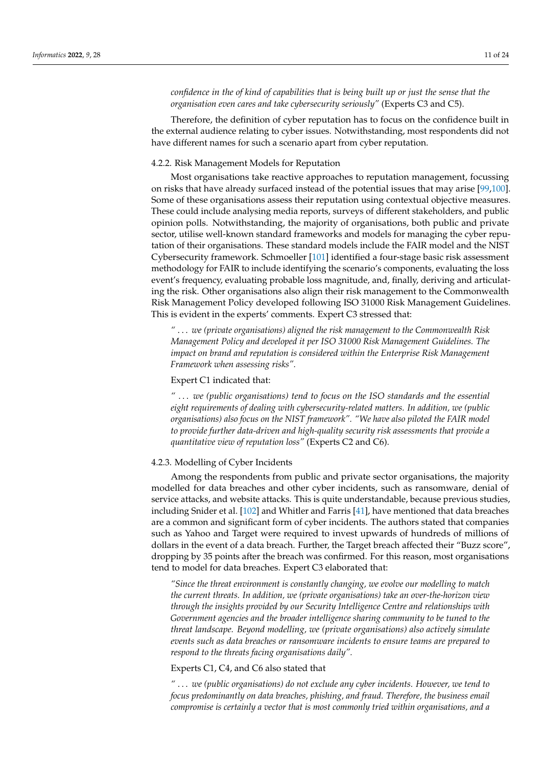*confidence in the of kind of capabilities that is being built up or just the sense that the organisation even cares and take cybersecurity seriously"* (Experts C3 and C5).

Therefore, the definition of cyber reputation has to focus on the confidence built in the external audience relating to cyber issues. Notwithstanding, most respondents did not have different names for such a scenario apart from cyber reputation.

#### 4.2.2. Risk Management Models for Reputation

Most organisations take reactive approaches to reputation management, focussing on risks that have already surfaced instead of the potential issues that may arise [99,100]. Some of these organisations assess their reputation using contextual objective measures. These could include analysing media reports, surveys of different stakeholders, and public opinion polls. Notwithstanding, the majority of organisations, both public and private sector, utilise well-known standard frameworks and models for managing the cyber reputation of their organisations. These standard models include the FAIR model and the NIST Cybersecurity framework. Schmoeller [101] identified a four-stage basic risk assessment methodology for FAIR to include identifying the scenario's components, evaluating the loss event's frequency, evaluating probable loss magnitude, and, finally, deriving and articulating the risk. Other organisations also align their risk management to the Commonwealth Risk Management Policy developed following ISO 31000 Risk Management Guidelines. This is evident in the experts' comments. Expert C3 stressed that:

> *" ... we (private organisations) aligned the risk management to the Commonwealth Risk Management Policy and developed it per ISO 31000 Risk Management Guidelines. The impact on brand and reputation is considered within the Enterprise Risk Management Framework when assessing risks".*

Expert C1 indicated that:

> *" ... we (public organisations) tend to focus on the ISO standards and the essential eight requirements of dealing with cybersecurity-related matters. In addition, we (public organisations) also focus on the NIST framework". "We have also piloted the FAIR model to provide further data-driven and high-quality security risk assessments that provide a quantitative view of reputation loss"* (Experts C2 and C6).

#### 4.2.3. Modelling of Cyber Incidents

Among the respondents from public and private sector organisations, the majority modelled for data breaches and other cyber incidents, such as ransomware, denial of service attacks, and website attacks. This is quite understandable, because previous studies, including Snider et al. [102] and Whitler and Farris [41], have mentioned that data breaches are a common and significant form of cyber incidents. The authors stated that companies such as Yahoo and Target were required to invest upwards of hundreds of millions of dollars in the event of a data breach. Further, the Target breach affected their "Buzz score", dropping by 35 points after the breach was confirmed. For this reason, most organisations tend to model for data breaches. Expert C3 elaborated that:

> *"Since the threat environment is constantly changing, we evolve our modelling to match the current threats. In addition, we (private organisations) take an over-the-horizon view through the insights provided by our Security Intelligence Centre and relationships with Government agencies and the broader intelligence sharing community to be tuned to the threat landscape. Beyond modelling, we (private organisations) also actively simulate events such as data breaches or ransomware incidents to ensure teams are prepared to respond to the threats facing organisations daily".*

Experts C1, C4, and C6 also stated that

> *" ... we (public organisations) do not exclude any cyber incidents. However, we tend to focus predominantly on data breaches, phishing, and fraud. Therefore, the business email compromise is certainly a vector that is most commonly tried within organisations, and a*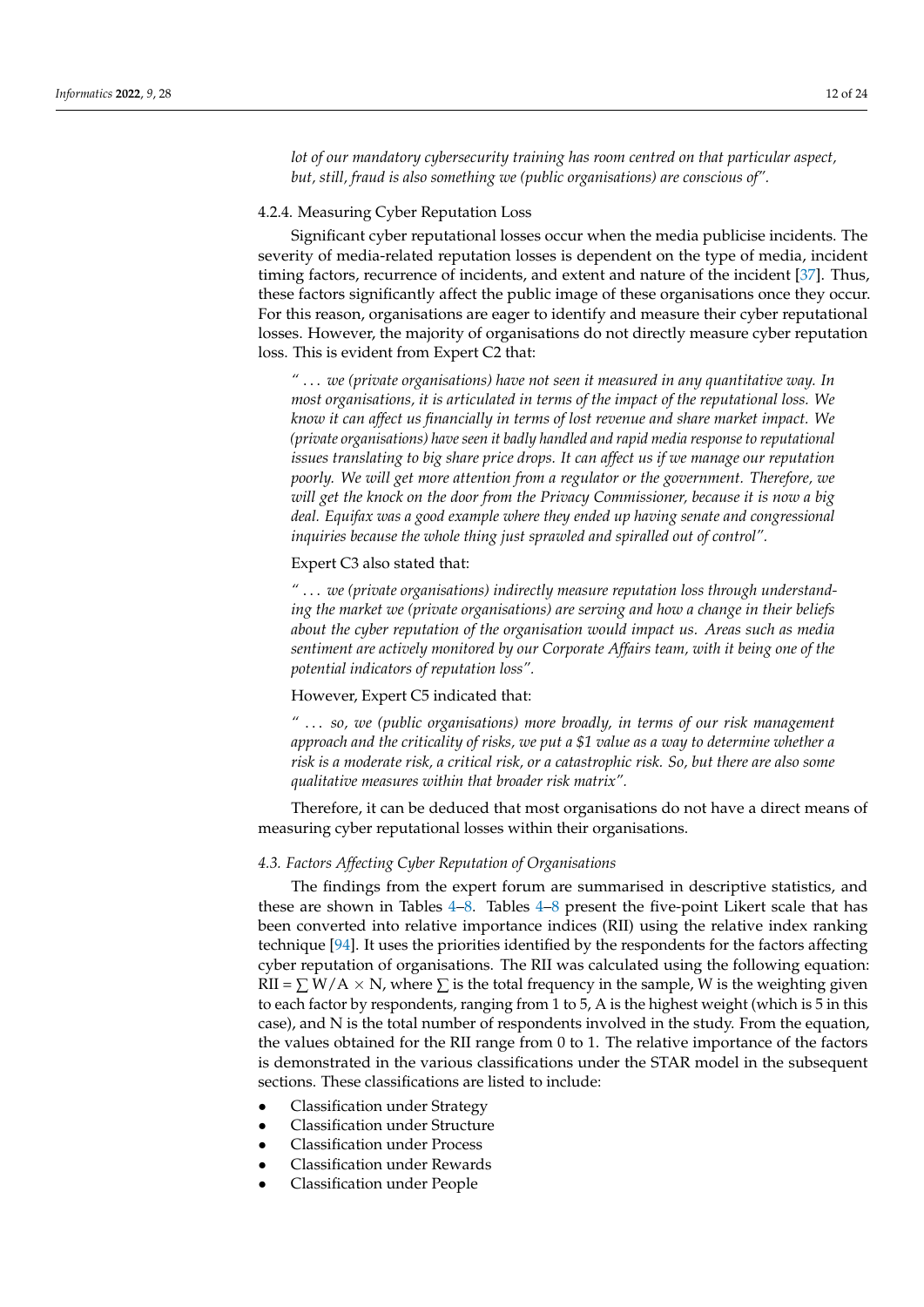*lot of our mandatory cybersecurity training has room centred on that particular aspect, but, still, fraud is also something we (public organisations) are conscious of".*

#### 4.2.4. Measuring Cyber Reputation Loss

Significant cyber reputational losses occur when the media publicise incidents. The severity of media-related reputation losses is dependent on the type of media, incident timing factors, recurrence of incidents, and extent and nature of the incident [37]. Thus, these factors significantly affect the public image of these organisations once they occur. For this reason, organisations are eager to identify and measure their cyber reputational losses. However, the majority of organisations do not directly measure cyber reputation loss. This is evident from Expert C2 that:

> *" ... we (private organisations) have not seen it measured in any quantitative way. In most organisations, it is articulated in terms of the impact of the reputational loss. We know it can affect us financially in terms of lost revenue and share market impact. We (private organisations) have seen it badly handled and rapid media response to reputational issues translating to big share price drops. It can affect us if we manage our reputation poorly. We will get more attention from a regulator or the government. Therefore, we will get the knock on the door from the Privacy Commissioner, because it is now a big deal. Equifax was a good example where they ended up having senate and congressional inquiries because the whole thing just sprawled and spiralled out of control".*

Expert C3 also stated that:

> *" ... we (private organisations) indirectly measure reputation loss through understanding the market we (private organisations) are serving and how a change in their beliefs about the cyber reputation of the organisation would impact us. Areas such as media sentiment are actively monitored by our Corporate Affairs team, with it being one of the potential indicators of reputation loss".*

However, Expert C5 indicated that:

> *" ... so, we (public organisations) more broadly, in terms of our risk management approach and the criticality of risks, we put a \$1 value as a way to determine whether a risk is a moderate risk, a critical risk, or a catastrophic risk. So, but there are also some qualitative measures within that broader risk matrix".*

Therefore, it can be deduced that most organisations do not have a direct means of measuring cyber reputational losses within their organisations.

### *4.3. Factors Affecting Cyber Reputation of Organisations*

The findings from the expert forum are summarised in descriptive statistics, and these are shown in Tables 4–8. Tables 4–8 present the five-point Likert scale that has been converted into relative importance indices (RII) using the relative index ranking technique [94]. It uses the priorities identified by the respondents for the factors affecting cyber reputation of organisations. The RII was calculated using the following equation: RII = $\sum W/A \times N$, where $\sum$ is the total frequency in the sample, W is the weighting given to each factor by respondents, ranging from 1 to 5, A is the highest weight (which is 5 in this case), and N is the total number of respondents involved in the study. From the equation, the values obtained for the RII range from 0 to 1. The relative importance of the factors is demonstrated in the various classifications under the STAR model in the subsequent sections. These classifications are listed to include:

- Classification under Strategy
- Classification under Structure
- Classification under Process
- Classification under Rewards
- Classification under People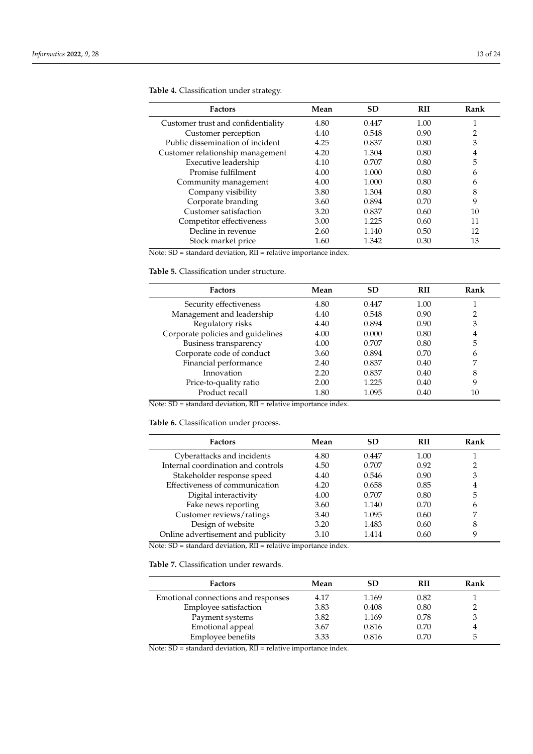**Table 4.** Classification under strategy.

| Factors | Mean | SD | RII | Rank |
|---|---|---|---|---|
| Customer trust and confidentiality | 4.80 | 0.447 | 1.00 | 1 |
| Customer perception | 4.40 | 0.548 | 0.90 | 2 |
| Public dissemination of incident | 4.25 | 0.837 | 0.80 | 3 |
| Customer relationship management | 4.20 | 1.304 | 0.80 | 4 |
| Executive leadership | 4.10 | 0.707 | 0.80 | 5 |
| Promise fulfilment | 4.00 | 1.000 | 0.80 | 6 |
| Community management | 4.00 | 1.000 | 0.80 | 6 |
| Company visibility | 3.80 | 1.304 | 0.80 | 8 |
| Corporate branding | 3.60 | 0.894 | 0.70 | 9 |
| Customer satisfaction | 3.20 | 0.837 | 0.60 | 10 |
| Competitor effectiveness | 3.00 | 1.225 | 0.60 | 11 |
| Decline in revenue | 2.60 | 1.140 | 0.50 | 12 |
| Stock market price | 1.60 | 1.342 | 0.30 | 13 |

Note: SD = standard deviation, RII = relative importance index.

**Table 5.** Classification under structure.

| Factors | Mean | SD | RII | Rank |
|---|---|---|---|---|
| Security effectiveness | 4.80 | 0.447 | 1.00 | 1 |
| Management and leadership | 4.40 | 0.548 | 0.90 | 2 |
| Regulatory risks | 4.40 | 0.894 | 0.90 | 3 |
| Corporate policies and guidelines | 4.00 | 0.000 | 0.80 | 4 |
| Business transparency | 4.00 | 0.707 | 0.80 | 5 |
| Corporate code of conduct | 3.60 | 0.894 | 0.70 | 6 |
| Financial performance | 2.40 | 0.837 | 0.40 | 7 |
| Innovation | 2.20 | 0.837 | 0.40 | 8 |
| Price-to-quality ratio | 2.00 | 1.225 | 0.40 | 9 |
| Product recall | 1.80 | 1.095 | 0.40 | 10 |

Note: SD = standard deviation, RII = relative importance index.

**Table 6.** Classification under process.

| Factors | Mean | SD | RII | Rank |
|---|---|---|---|---|
| Cyberattacks and incidents | 4.80 | 0.447 | 1.00 | 1 |
| Internal coordination and controls | 4.50 | 0.707 | 0.92 | 2 |
| Stakeholder response speed | 4.40 | 0.546 | 0.90 | 3 |
| Effectiveness of communication | 4.20 | 0.658 | 0.85 | 4 |
| Digital interactivity | 4.00 | 0.707 | 0.80 | 5 |
| Fake news reporting | 3.60 | 1.140 | 0.70 | 6 |
| Customer reviews/ratings | 3.40 | 1.095 | 0.60 | 7 |
| Design of website | 3.20 | 1.483 | 0.60 | 8 |
| Online advertisement and publicity | 3.10 | 1.414 | 0.60 | 9 |

Note: SD = standard deviation, RII = relative importance index.

**Table 7.** Classification under rewards.

| Factors | Mean | SD | RII | Rank |
|---|---|---|---|---|
| Emotional connections and responses | 4.17 | 1.169 | 0.82 | 1 |
| Employee satisfaction | 3.83 | 0.408 | 0.80 | 2 |
| Payment systems | 3.82 | 1.169 | 0.78 | 3 |
| Emotional appeal | 3.67 | 0.816 | 0.70 | 4 |
| Employee benefits | 3.33 | 0.816 | 0.70 | 5 |

Note: SD = standard deviation, RII = relative importance index.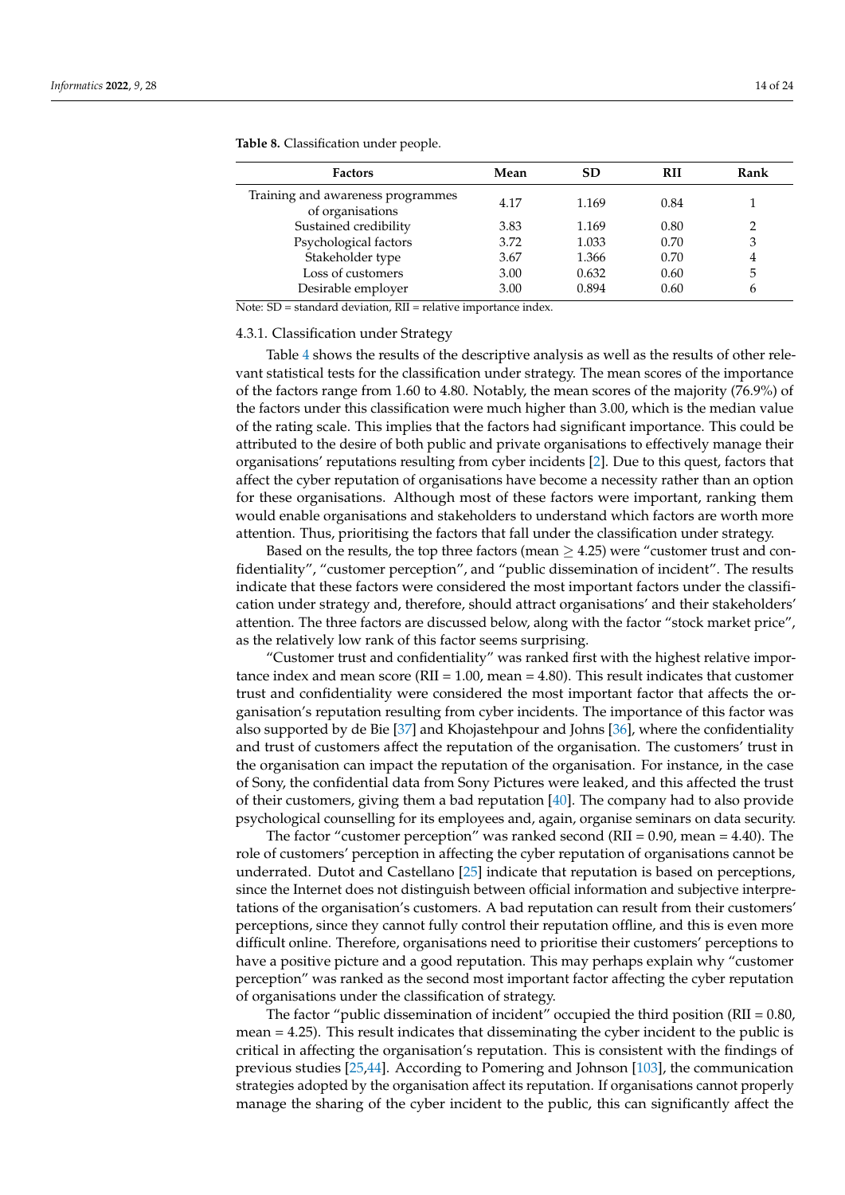**Table 8.** Classification under people.

| Factors | Mean | SD | RII | Rank |
|---|---|---|---|---|
| Training and awareness programmes of organisations | 4.17 | 1.169 | 0.84 | 1 |
| Sustained credibility | 3.83 | 1.169 | 0.80 | 2 |
| Psychological factors | 3.72 | 1.033 | 0.70 | 3 |
| Stakeholder type | 3.67 | 1.366 | 0.70 | 4 |
| Loss of customers | 3.00 | 0.632 | 0.60 | 5 |
| Desirable employer | 3.00 | 0.894 | 0.60 | 6 |

Note: SD = standard deviation, RII = relative importance index.

#### 4.3.1. Classification under Strategy

Table 4 shows the results of the descriptive analysis as well as the results of other relevant statistical tests for the classification under strategy. The mean scores of the importance of the factors range from 1.60 to 4.80. Notably, the mean scores of the majority (76.9%) of the factors under this classification were much higher than 3.00, which is the median value of the rating scale. This implies that the factors had significant importance. This could be attributed to the desire of both public and private organisations to effectively manage their organisations' reputations resulting from cyber incidents [2]. Due to this quest, factors that affect the cyber reputation of organisations have become a necessity rather than an option for these organisations. Although most of these factors were important, ranking them would enable organisations and stakeholders to understand which factors are worth more attention. Thus, prioritising the factors that fall under the classification under strategy.

Based on the results, the top three factors (mean $\geq$ 4.25) were "customer trust and confidentiality", "customer perception", and "public dissemination of incident". The results indicate that these factors were considered the most important factors under the classification under strategy and, therefore, should attract organisations' and their stakeholders' attention. The three factors are discussed below, along with the factor "stock market price", as the relatively low rank of this factor seems surprising.

"Customer trust and confidentiality" was ranked first with the highest relative importance index and mean score (RII = 1.00, mean = 4.80). This result indicates that customer trust and confidentiality were considered the most important factor that affects the organisation's reputation resulting from cyber incidents. The importance of this factor was also supported by de Bie [37] and Khojastehpour and Johns [36], where the confidentiality and trust of customers affect the reputation of the organisation. The customers' trust in the organisation can impact the reputation of the organisation. For instance, in the case of Sony, the confidential data from Sony Pictures were leaked, and this affected the trust of their customers, giving them a bad reputation [40]. The company had to also provide psychological counselling for its employees and, again, organise seminars on data security.

The factor "customer perception" was ranked second (RII = 0.90, mean = 4.40). The role of customers' perception in affecting the cyber reputation of organisations cannot be underrated. Dutot and Castellano [25] indicate that reputation is based on perceptions, since the Internet does not distinguish between official information and subjective interpretations of the organisation's customers. A bad reputation can result from their customers' perceptions, since they cannot fully control their reputation offline, and this is even more difficult online. Therefore, organisations need to prioritise their customers' perceptions to have a positive picture and a good reputation. This may perhaps explain why "customer perception" was ranked as the second most important factor affecting the cyber reputation of organisations under the classification of strategy.

The factor "public dissemination of incident" occupied the third position (RII = 0.80, mean = 4.25). This result indicates that disseminating the cyber incident to the public is critical in affecting the organisation's reputation. This is consistent with the findings of previous studies [25,44]. According to Pomering and Johnson [103], the communication strategies adopted by the organisation affect its reputation. If organisations cannot properly manage the sharing of the cyber incident to the public, this can significantly affect the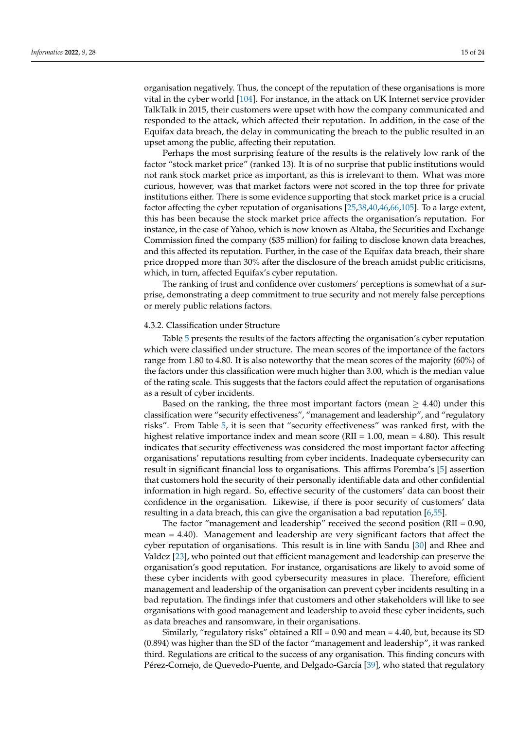organisation negatively. Thus, the concept of the reputation of these organisations is more vital in the cyber world [104]. For instance, in the attack on UK Internet service provider TalkTalk in 2015, their customers were upset with how the company communicated and responded to the attack, which affected their reputation. In addition, in the case of the Equifax data breach, the delay in communicating the breach to the public resulted in an upset among the public, affecting their reputation.

Perhaps the most surprising feature of the results is the relatively low rank of the factor "stock market price" (ranked 13). It is of no surprise that public institutions would not rank stock market price as important, as this is irrelevant to them. What was more curious, however, was that market factors were not scored in the top three for private institutions either. There is some evidence supporting that stock market price is a crucial factor affecting the cyber reputation of organisations [25,38,40,46,66,105]. To a large extent, this has been because the stock market price affects the organisation's reputation. For instance, in the case of Yahoo, which is now known as Altaba, the Securities and Exchange Commission fined the company ($35 million) for failing to disclose known data breaches, and this affected its reputation. Further, in the case of the Equifax data breach, their share price dropped more than 30% after the disclosure of the breach amidst public criticisms, which, in turn, affected Equifax's cyber reputation.

The ranking of trust and confidence over customers' perceptions is somewhat of a surprise, demonstrating a deep commitment to true security and not merely false perceptions or merely public relations factors.

#### 4.3.2. Classification under Structure

Table 5 presents the results of the factors affecting the organisation's cyber reputation which were classified under structure. The mean scores of the importance of the factors range from 1.80 to 4.80. It is also noteworthy that the mean scores of the majority (60%) of the factors under this classification were much higher than 3.00, which is the median value of the rating scale. This suggests that the factors could affect the reputation of organisations as a result of cyber incidents.

Based on the ranking, the three most important factors (mean $\geq$ 4.40) under this classification were "security effectiveness", "management and leadership", and "regulatory risks". From Table 5, it is seen that "security effectiveness" was ranked first, with the highest relative importance index and mean score (RII = 1.00, mean = 4.80). This result indicates that security effectiveness was considered the most important factor affecting organisations' reputations resulting from cyber incidents. Inadequate cybersecurity can result in significant financial loss to organisations. This affirms Poremba's [5] assertion that customers hold the security of their personally identifiable data and other confidential information in high regard. So, effective security of the customers' data can boost their confidence in the organisation. Likewise, if there is poor security of customers' data resulting in a data breach, this can give the organisation a bad reputation [6,55].

The factor "management and leadership" received the second position (RII = 0.90, mean = 4.40). Management and leadership are very significant factors that affect the cyber reputation of organisations. This result is in line with Sandu [30] and Rhee and Valdez [23], who pointed out that efficient management and leadership can preserve the organisation's good reputation. For instance, organisations are likely to avoid some of these cyber incidents with good cybersecurity measures in place. Therefore, efficient management and leadership of the organisation can prevent cyber incidents resulting in a bad reputation. The findings infer that customers and other stakeholders will like to see organisations with good management and leadership to avoid these cyber incidents, such as data breaches and ransomware, in their organisations.

Similarly, "regulatory risks" obtained a RII = 0.90 and mean = 4.40, but, because its SD (0.894) was higher than the SD of the factor "management and leadership", it was ranked third. Regulations are critical to the success of any organisation. This finding concurs with Pérez-Cornejo, de Quevedo-Puente, and Delgado-García [39], who stated that regulatory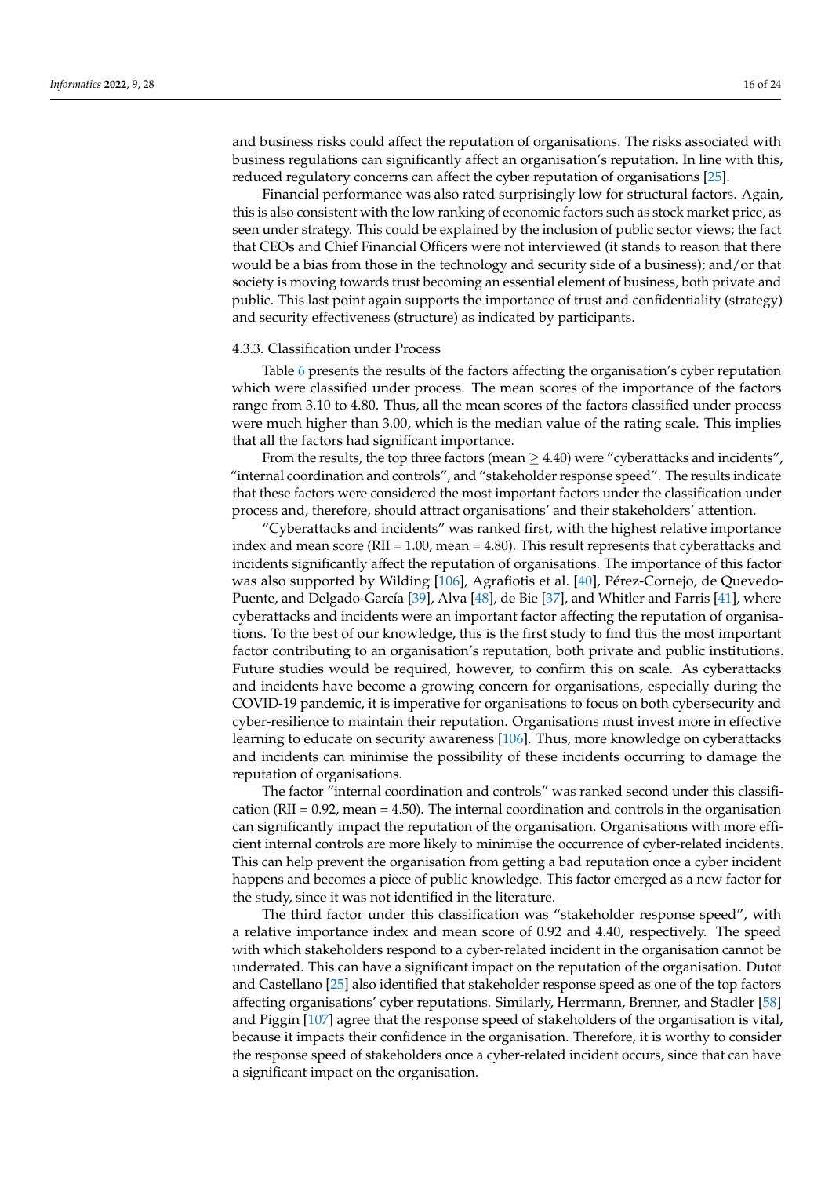and business risks could affect the reputation of organisations. The risks associated with business regulations can significantly affect an organisation's reputation. In line with this, reduced regulatory concerns can affect the cyber reputation of organisations [25].

Financial performance was also rated surprisingly low for structural factors. Again, this is also consistent with the low ranking of economic factors such as stock market price, as seen under strategy. This could be explained by the inclusion of public sector views; the fact that CEOs and Chief Financial Officers were not interviewed (it stands to reason that there would be a bias from those in the technology and security side of a business); and/or that society is moving towards trust becoming an essential element of business, both private and public. This last point again supports the importance of trust and confidentiality (strategy) and security effectiveness (structure) as indicated by participants.

#### 4.3.3. Classification under Process

Table 6 presents the results of the factors affecting the organisation's cyber reputation which were classified under process. The mean scores of the importance of the factors range from 3.10 to 4.80. Thus, all the mean scores of the factors classified under process were much higher than 3.00, which is the median value of the rating scale. This implies that all the factors had significant importance.

From the results, the top three factors (mean $\geq$ 4.40) were "cyberattacks and incidents", "internal coordination and controls", and "stakeholder response speed". The results indicate that these factors were considered the most important factors under the classification under process and, therefore, should attract organisations' and their stakeholders' attention.

"Cyberattacks and incidents" was ranked first, with the highest relative importance index and mean score (RII = 1.00, mean = 4.80). This result represents that cyberattacks and incidents significantly affect the reputation of organisations. The importance of this factor was also supported by Wilding [106], Agrafiotis et al. [40], Pérez-Cornejo, de Quevedo-Puente, and Delgado-García [39], Alva [48], de Bie [37], and Whitler and Farris [41], where cyberattacks and incidents were an important factor affecting the reputation of organisations. To the best of our knowledge, this is the first study to find this the most important factor contributing to an organisation's reputation, both private and public institutions. Future studies would be required, however, to confirm this on scale. As cyberattacks and incidents have become a growing concern for organisations, especially during the COVID-19 pandemic, it is imperative for organisations to focus on both cybersecurity and cyber-resilience to maintain their reputation. Organisations must invest more in effective learning to educate on security awareness [106]. Thus, more knowledge on cyberattacks and incidents can minimise the possibility of these incidents occurring to damage the reputation of organisations.

The factor "internal coordination and controls" was ranked second under this classification (RII = 0.92, mean = 4.50). The internal coordination and controls in the organisation can significantly impact the reputation of the organisation. Organisations with more efficient internal controls are more likely to minimise the occurrence of cyber-related incidents. This can help prevent the organisation from getting a bad reputation once a cyber incident happens and becomes a piece of public knowledge. This factor emerged as a new factor for the study, since it was not identified in the literature.

The third factor under this classification was "stakeholder response speed", with a relative importance index and mean score of 0.92 and 4.40, respectively. The speed with which stakeholders respond to a cyber-related incident in the organisation cannot be underrated. This can have a significant impact on the reputation of the organisation. Dutot and Castellano [25] also identified that stakeholder response speed as one of the top factors affecting organisations' cyber reputations. Similarly, Herrmann, Brenner, and Stadler [58] and Piggin [107] agree that the response speed of stakeholders of the organisation is vital, because it impacts their confidence in the organisation. Therefore, it is worthy to consider the response speed of stakeholders once a cyber-related incident occurs, since that can have a significant impact on the organisation.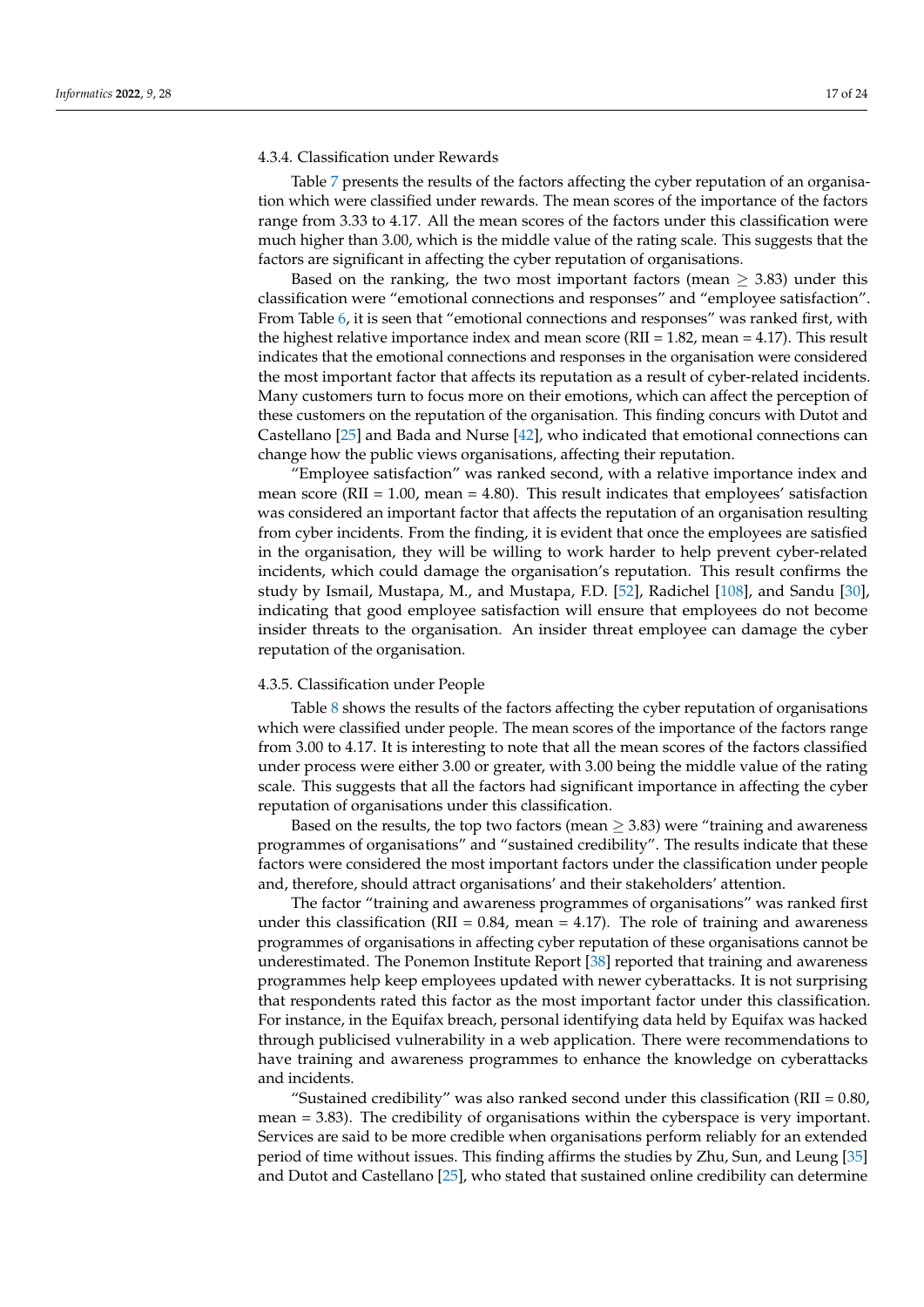#### 4.3.4. Classification under Rewards

Table 7 presents the results of the factors affecting the cyber reputation of an organisation which were classified under rewards. The mean scores of the importance of the factors range from 3.33 to 4.17. All the mean scores of the factors under this classification were much higher than 3.00, which is the middle value of the rating scale. This suggests that the factors are significant in affecting the cyber reputation of organisations.

Based on the ranking, the two most important factors (mean $\geq$ 3.83) under this classification were "emotional connections and responses" and "employee satisfaction". From Table 6, it is seen that "emotional connections and responses" was ranked first, with the highest relative importance index and mean score (RII = 1.82, mean = 4.17). This result indicates that the emotional connections and responses in the organisation were considered the most important factor that affects its reputation as a result of cyber-related incidents. Many customers turn to focus more on their emotions, which can affect the perception of these customers on the reputation of the organisation. This finding concurs with Dutot and Castellano [25] and Bada and Nurse [42], who indicated that emotional connections can change how the public views organisations, affecting their reputation.

"Employee satisfaction" was ranked second, with a relative importance index and mean score (RII = 1.00, mean = 4.80). This result indicates that employees' satisfaction was considered an important factor that affects the reputation of an organisation resulting from cyber incidents. From the finding, it is evident that once the employees are satisfied in the organisation, they will be willing to work harder to help prevent cyber-related incidents, which could damage the organisation's reputation. This result confirms the study by Ismail, Mustapa, M., and Mustapa, F.D. [52], Radichel [108], and Sandu [30], indicating that good employee satisfaction will ensure that employees do not become insider threats to the organisation. An insider threat employee can damage the cyber reputation of the organisation.

#### 4.3.5. Classification under People

Table 8 shows the results of the factors affecting the cyber reputation of organisations which were classified under people. The mean scores of the importance of the factors range from 3.00 to 4.17. It is interesting to note that all the mean scores of the factors classified under process were either 3.00 or greater, with 3.00 being the middle value of the rating scale. This suggests that all the factors had significant importance in affecting the cyber reputation of organisations under this classification.

Based on the results, the top two factors (mean $\geq$ 3.83) were "training and awareness programmes of organisations" and "sustained credibility". The results indicate that these factors were considered the most important factors under the classification under people and, therefore, should attract organisations' and their stakeholders' attention.

The factor "training and awareness programmes of organisations" was ranked first under this classification (RII = 0.84, mean = 4.17). The role of training and awareness programmes of organisations in affecting cyber reputation of these organisations cannot be underestimated. The Ponemon Institute Report [38] reported that training and awareness programmes help keep employees updated with newer cyberattacks. It is not surprising that respondents rated this factor as the most important factor under this classification. For instance, in the Equifax breach, personal identifying data held by Equifax was hacked through publicised vulnerability in a web application. There were recommendations to have training and awareness programmes to enhance the knowledge on cyberattacks and incidents.

"Sustained credibility" was also ranked second under this classification (RII = 0.80, mean = 3.83). The credibility of organisations within the cyberspace is very important. Services are said to be more credible when organisations perform reliably for an extended period of time without issues. This finding affirms the studies by Zhu, Sun, and Leung [35] and Dutot and Castellano [25], who stated that sustained online credibility can determine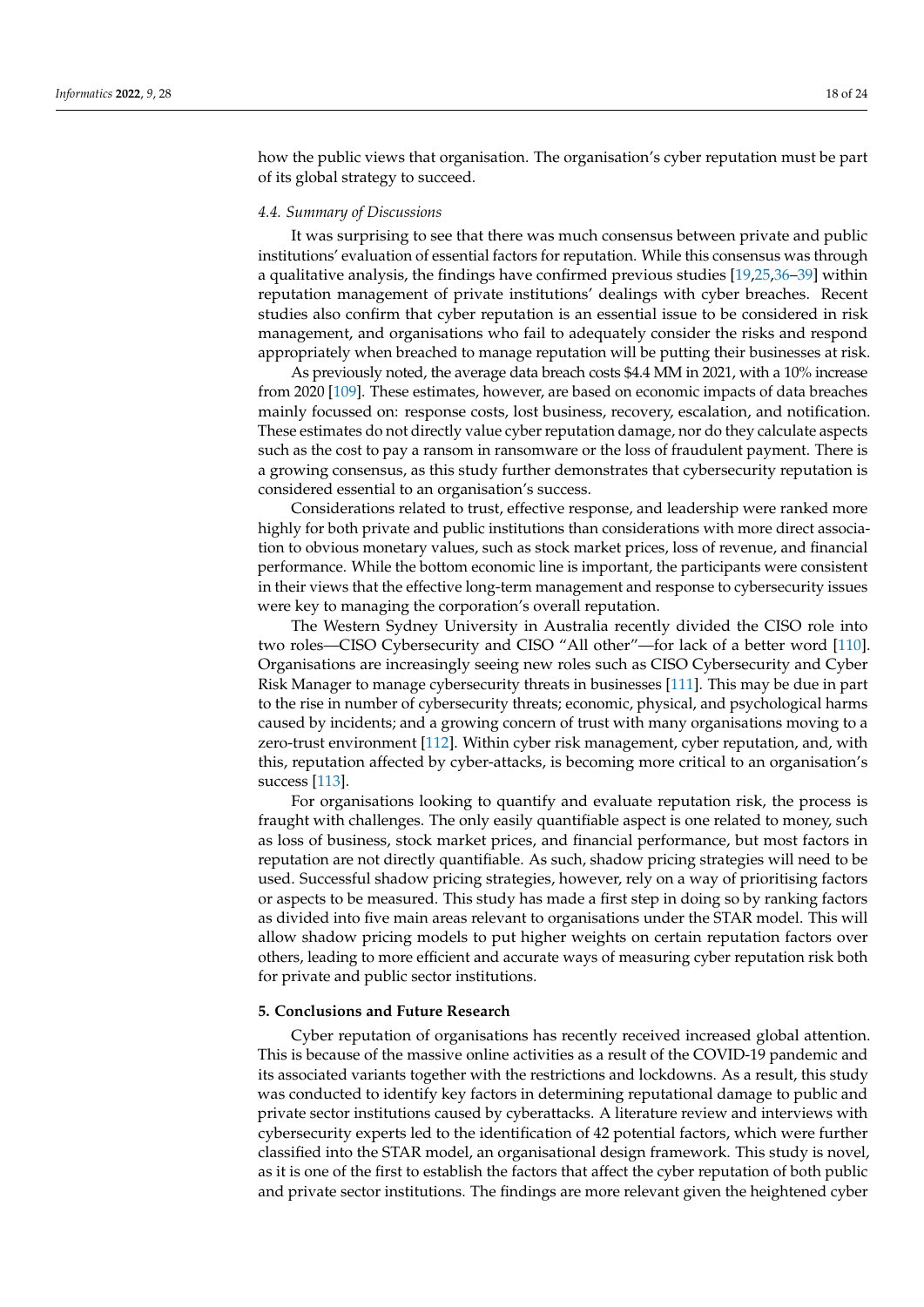how the public views that organisation. The organisation's cyber reputation must be part of its global strategy to succeed.

### 4.4. Summary of Discussions

It was surprising to see that there was much consensus between private and public institutions' evaluation of essential factors for reputation. While this consensus was through a qualitative analysis, the findings have confirmed previous studies [19,25,36–39] within reputation management of private institutions' dealings with cyber breaches. Recent studies also confirm that cyber reputation is an essential issue to be considered in risk management, and organisations who fail to adequately consider the risks and respond appropriately when breached to manage reputation will be putting their businesses at risk.

As previously noted, the average data breach costs $4.4 MM in 2021, with a 10% increase from 2020 [109]. These estimates, however, are based on economic impacts of data breaches mainly focussed on: response costs, lost business, recovery, escalation, and notification. These estimates do not directly value cyber reputation damage, nor do they calculate aspects such as the cost to pay a ransom in ransomware or the loss of fraudulent payment. There is a growing consensus, as this study further demonstrates that cybersecurity reputation is considered essential to an organisation's success.

Considerations related to trust, effective response, and leadership were ranked more highly for both private and public institutions than considerations with more direct association to obvious monetary values, such as stock market prices, loss of revenue, and financial performance. While the bottom economic line is important, the participants were consistent in their views that the effective long-term management and response to cybersecurity issues were key to managing the corporation's overall reputation.

The Western Sydney University in Australia recently divided the CISO role into two roles—CISO Cybersecurity and CISO "All other"—for lack of a better word [110]. Organisations are increasingly seeing new roles such as CISO Cybersecurity and Cyber Risk Manager to manage cybersecurity threats in businesses [111]. This may be due in part to the rise in number of cybersecurity threats; economic, physical, and psychological harms caused by incidents; and a growing concern of trust with many organisations moving to a zero-trust environment [112]. Within cyber risk management, cyber reputation, and, with this, reputation affected by cyber-attacks, is becoming more critical to an organisation's success [113].

For organisations looking to quantify and evaluate reputation risk, the process is fraught with challenges. The only easily quantifiable aspect is one related to money, such as loss of business, stock market prices, and financial performance, but most factors in reputation are not directly quantifiable. As such, shadow pricing strategies will need to be used. Successful shadow pricing strategies, however, rely on a way of prioritising factors or aspects to be measured. This study has made a first step in doing so by ranking factors as divided into five main areas relevant to organisations under the STAR model. This will allow shadow pricing models to put higher weights on certain reputation factors over others, leading to more efficient and accurate ways of measuring cyber reputation risk both for private and public sector institutions.

## 5. Conclusions and Future Research

Cyber reputation of organisations has recently received increased global attention. This is because of the massive online activities as a result of the COVID-19 pandemic and its associated variants together with the restrictions and lockdowns. As a result, this study was conducted to identify key factors in determining reputational damage to public and private sector institutions caused by cyberattacks. A literature review and interviews with cybersecurity experts led to the identification of 42 potential factors, which were further classified into the STAR model, an organisational design framework. This study is novel, as it is one of the first to establish the factors that affect the cyber reputation of both public and private sector institutions. The findings are more relevant given the heightened cyber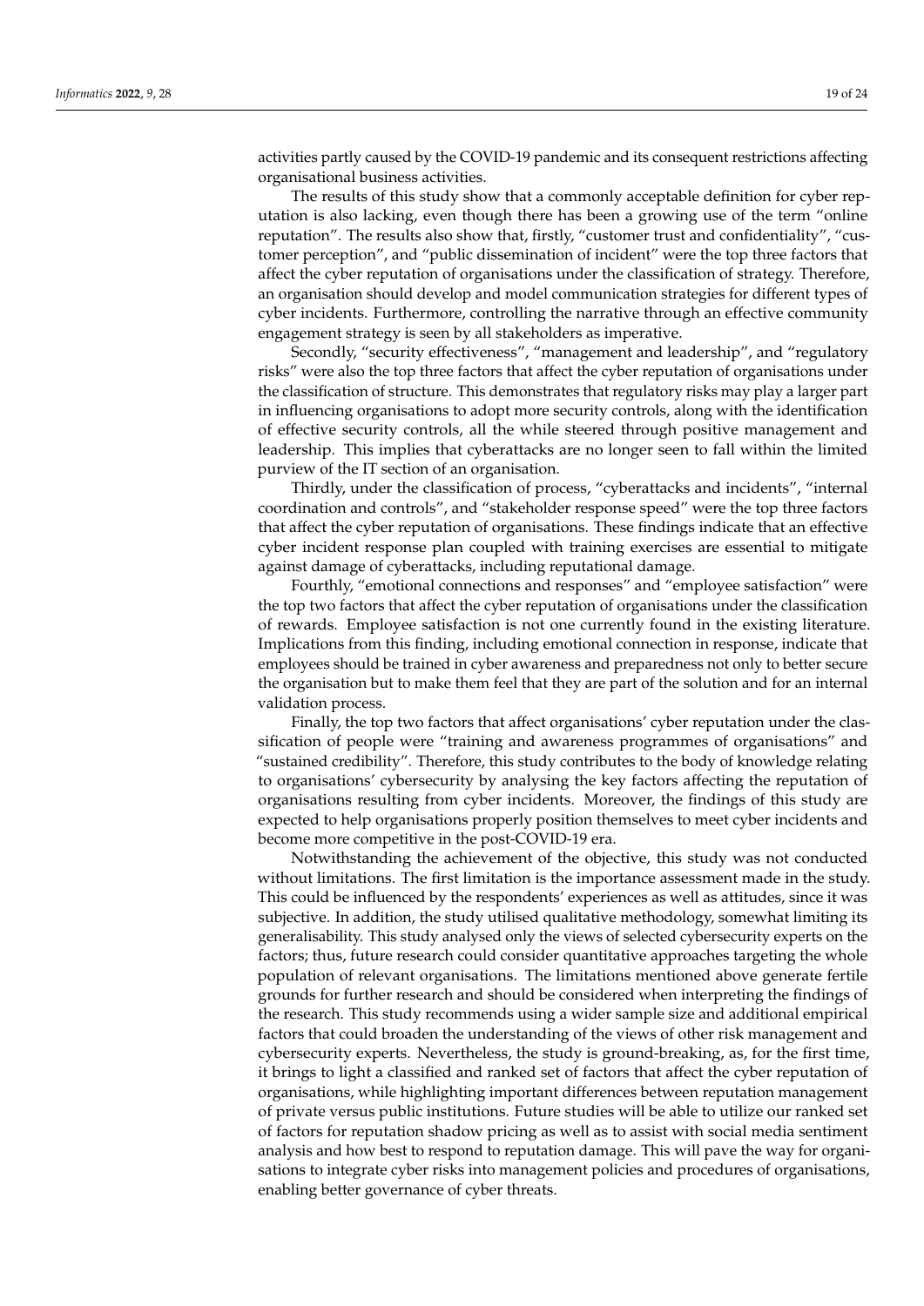activities partly caused by the COVID-19 pandemic and its consequent restrictions affecting organisational business activities.

The results of this study show that a commonly acceptable definition for cyber reputation is also lacking, even though there has been a growing use of the term "online reputation". The results also show that, firstly, "customer trust and confidentiality", "customer perception", and "public dissemination of incident" were the top three factors that affect the cyber reputation of organisations under the classification of strategy. Therefore, an organisation should develop and model communication strategies for different types of cyber incidents. Furthermore, controlling the narrative through an effective community engagement strategy is seen by all stakeholders as imperative.

Secondly, "security effectiveness", "management and leadership", and "regulatory risks" were also the top three factors that affect the cyber reputation of organisations under the classification of structure. This demonstrates that regulatory risks may play a larger part in influencing organisations to adopt more security controls, along with the identification of effective security controls, all the while steered through positive management and leadership. This implies that cyberattacks are no longer seen to fall within the limited purview of the IT section of an organisation.

Thirdly, under the classification of process, "cyberattacks and incidents", "internal coordination and controls", and "stakeholder response speed" were the top three factors that affect the cyber reputation of organisations. These findings indicate that an effective cyber incident response plan coupled with training exercises are essential to mitigate against damage of cyberattacks, including reputational damage.

Fourthly, "emotional connections and responses" and "employee satisfaction" were the top two factors that affect the cyber reputation of organisations under the classification of rewards. Employee satisfaction is not one currently found in the existing literature. Implications from this finding, including emotional connection in response, indicate that employees should be trained in cyber awareness and preparedness not only to better secure the organisation but to make them feel that they are part of the solution and for an internal validation process.

Finally, the top two factors that affect organisations' cyber reputation under the classification of people were "training and awareness programmes of organisations" and "sustained credibility". Therefore, this study contributes to the body of knowledge relating to organisations' cybersecurity by analysing the key factors affecting the reputation of organisations resulting from cyber incidents. Moreover, the findings of this study are expected to help organisations properly position themselves to meet cyber incidents and become more competitive in the post-COVID-19 era.

Notwithstanding the achievement of the objective, this study was not conducted without limitations. The first limitation is the importance assessment made in the study. This could be influenced by the respondents' experiences as well as attitudes, since it was subjective. In addition, the study utilised qualitative methodology, somewhat limiting its generalisability. This study analysed only the views of selected cybersecurity experts on the factors; thus, future research could consider quantitative approaches targeting the whole population of relevant organisations. The limitations mentioned above generate fertile grounds for further research and should be considered when interpreting the findings of the research. This study recommends using a wider sample size and additional empirical factors that could broaden the understanding of the views of other risk management and cybersecurity experts. Nevertheless, the study is ground-breaking, as, for the first time, it brings to light a classified and ranked set of factors that affect the cyber reputation of organisations, while highlighting important differences between reputation management of private versus public institutions. Future studies will be able to utilize our ranked set of factors for reputation shadow pricing as well as to assist with social media sentiment analysis and how best to respond to reputation damage. This will pave the way for organisations to integrate cyber risks into management policies and procedures of organisations, enabling better governance of cyber threats.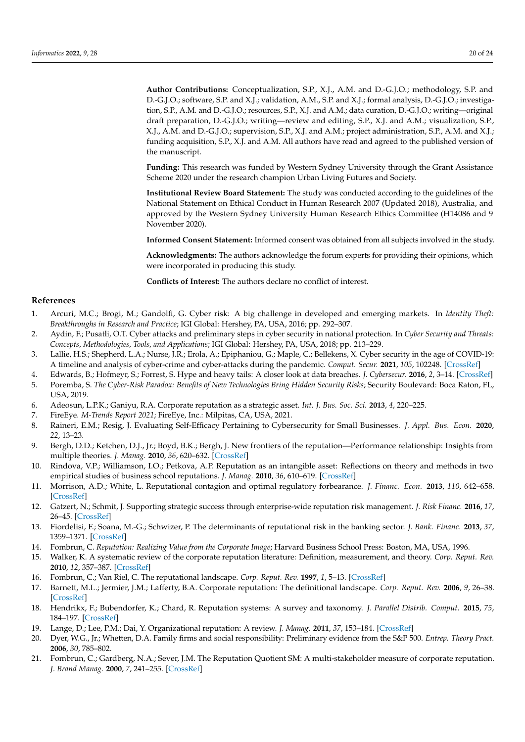**Author Contributions:** Conceptualization, S.P., X.J., A.M. and D.-G.J.O.; methodology, S.P. and D.-G.J.O.; software, S.P. and X.J.; validation, A.M., S.P. and X.J.; formal analysis, D.-G.J.O.; investigation, S.P., A.M. and D.-G.J.O.; resources, S.P., X.J. and A.M.; data curation, D.-G.J.O.; writing—original draft preparation, D.-G.J.O.; writing—review and editing, S.P., X.J. and A.M.; visualization, S.P., X.J., A.M. and D.-G.J.O.; supervision, S.P., X.J. and A.M.; project administration, S.P., A.M. and X.J.; funding acquisition, S.P., X.J. and A.M. All authors have read and agreed to the published version of the manuscript.

**Funding:** This research was funded by Western Sydney University through the Grant Assistance Scheme 2020 under the research champion Urban Living Futures and Society.

**Institutional Review Board Statement:** The study was conducted according to the guidelines of the National Statement on Ethical Conduct in Human Research 2007 (Updated 2018), Australia, and approved by the Western Sydney University Human Research Ethics Committee (H14086 and 9 November 2020).

**Informed Consent Statement:** Informed consent was obtained from all subjects involved in the study.

**Acknowledgments:** The authors acknowledge the forum experts for providing their opinions, which were incorporated in producing this study.

**Conflicts of Interest:** The authors declare no conflict of interest.

## References

1. Arcuri, M.C.; Brogi, M.; Gandolfi, G. Cyber risk: A big challenge in developed and emerging markets. In *Identity Theft: Breakthroughs in Research and Practice*; IGI Global: Hershey, PA, USA, 2016; pp. 292–307.
2. Aydin, F.; Pusatli, O.T. Cyber attacks and preliminary steps in cyber security in national protection. In *Cyber Security and Threats: Concepts, Methodologies, Tools, and Applications*; IGI Global: Hershey, PA, USA, 2018; pp. 213–229.
3. Lallie, H.S.; Shepherd, L.A.; Nurse, J.R.; Erola, A.; Epiphaniou, G.; Maple, C.; Bellekens, X. Cyber security in the age of COVID-19: A timeline and analysis of cyber-crime and cyber-attacks during the pandemic. *Comput. Secur.* **2021**, *105*, 102248. [CrossRef]
4. Edwards, B.; Hofmeyr, S.; Forrest, S. Hype and heavy tails: A closer look at data breaches. *J. Cybersecur.* **2016**, *2*, 3–14. [CrossRef]
5. Poremba, S. *The Cyber-Risk Paradox: Benefits of New Technologies Bring Hidden Security Risks*; Security Boulevard: Boca Raton, FL, USA, 2019.
6. Adeosun, L.P.K.; Ganiyu, R.A. Corporate reputation as a strategic asset. *Int. J. Bus. Soc. Sci.* **2013**, *4*, 220–225.
7. FireEye. *M-Trends Report 2021*; FireEye, Inc.: Milpitas, CA, USA, 2021.
8. Raineri, E.M.; Resig, J. Evaluating Self-Efficacy Pertaining to Cybersecurity for Small Businesses. *J. Appl. Bus. Econ.* **2020**, *22*, 13–23.
9. Bergh, D.D.; Ketchen, D.J., Jr.; Boyd, B.K.; Bergh, J. New frontiers of the reputation—Performance relationship: Insights from multiple theories. *J. Manag.* **2010**, *36*, 620–632. [CrossRef]
10. Rindova, V.P.; Williamson, I.O.; Petkova, A.P. Reputation as an intangible asset: Reflections on theory and methods in two empirical studies of business school reputations. *J. Manag.* **2010**, *36*, 610–619. [CrossRef]
11. Morrison, A.D.; White, L. Reputational contagion and optimal regulatory forbearance. *J. Financ. Econ.* **2013**, *110*, 642–658. [CrossRef]
12. Gatzert, N.; Schmit, J. Supporting strategic success through enterprise-wide reputation risk management. *J. Risk Financ.* **2016**, *17*, 26–45. [CrossRef]
13. Fiordelisi, F.; Soana, M.-G.; Schwizer, P. The determinants of reputational risk in the banking sector. *J. Bank. Financ.* **2013**, *37*, 1359–1371. [CrossRef]
14. Fombrun, C. *Reputation: Realizing Value from the Corporate Image*; Harvard Business School Press: Boston, MA, USA, 1996.
15. Walker, K. A systematic review of the corporate reputation literature: Definition, measurement, and theory. *Corp. Reput. Rev.* **2010**, *12*, 357–387. [CrossRef]
16. Fombrun, C.; Van Riel, C. The reputational landscape. *Corp. Reput. Rev.* **1997**, *1*, 5–13. [CrossRef]
17. Barnett, M.L.; Jermier, J.M.; Lafferty, B.A. Corporate reputation: The definitional landscape. *Corp. Reput. Rev.* **2006**, *9*, 26–38. [CrossRef]
18. Hendrikx, F.; Bubendorfer, K.; Chard, R. Reputation systems: A survey and taxonomy. *J. Parallel Distrib. Comput.* **2015**, *75*, 184–197. [CrossRef]
19. Lange, D.; Lee, P.M.; Dai, Y. Organizational reputation: A review. *J. Manag.* **2011**, *37*, 153–184. [CrossRef]
20. Dyer, W.G., Jr.; Whetten, D.A. Family firms and social responsibility: Preliminary evidence from the S&P 500. *Entrep. Theory Pract.* **2006**, *30*, 785–802.
21. Fombrun, C.; Gardberg, N.A.; Sever, J.M. The Reputation Quotient SM: A multi-stakeholder measure of corporate reputation. *J. Brand Manag.* **2000**, *7*, 241–255. [CrossRef]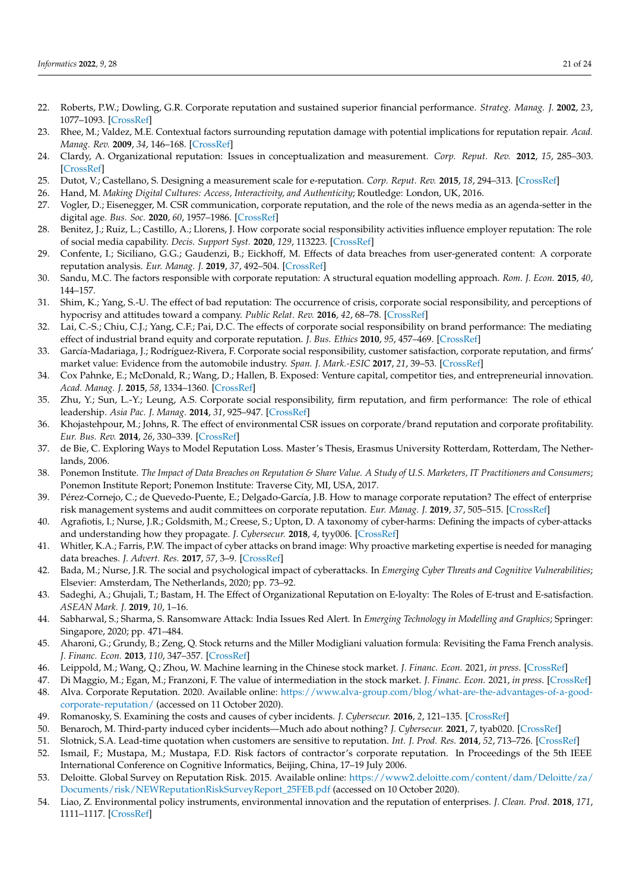22. Roberts, P.W.; Dowling, G.R. Corporate reputation and sustained superior financial performance. *Strateg. Manag. J.* **2002**, *23*, 1077–1093. [CrossRef]
23. Rhee, M.; Valdez, M.E. Contextual factors surrounding reputation damage with potential implications for reputation repair. *Acad. Manag. Rev.* **2009**, *34*, 146–168. [CrossRef]
24. Clardy, A. Organizational reputation: Issues in conceptualization and measurement. *Corp. Reput. Rev.* **2012**, *15*, 285–303. [CrossRef]
25. Dutot, V.; Castellano, S. Designing a measurement scale for e-reputation. *Corp. Reput. Rev.* **2015**, *18*, 294–313. [CrossRef]
26. Hand, M. *Making Digital Cultures: Access, Interactivity, and Authenticity*; Routledge: London, UK, 2016.
27. Vogler, D.; Eisenegger, M. CSR communication, corporate reputation, and the role of the news media as an agenda-setter in the digital age. *Bus. Soc.* **2020**, *60*, 1957–1986. [CrossRef]
28. Benitez, J.; Ruiz, L.; Castillo, A.; Llorens, J. How corporate social responsibility activities influence employer reputation: The role of social media capability. *Decis. Support Syst.* **2020**, *129*, 113223. [CrossRef]
29. Confente, I.; Siciliano, G.G.; Gaudenzi, B.; Eickhoff, M. Effects of data breaches from user-generated content: A corporate reputation analysis. *Eur. Manag. J.* **2019**, *37*, 492–504. [CrossRef]
30. Sandu, M.C. The factors responsible with corporate reputation: A structural equation modelling approach. *Rom. J. Econ.* **2015**, *40*, 144–157.
31. Shim, K.; Yang, S.-U. The effect of bad reputation: The occurrence of crisis, corporate social responsibility, and perceptions of hypocrisy and attitudes toward a company. *Public Relat. Rev.* **2016**, *42*, 68–78. [CrossRef]
32. Lai, C.-S.; Chiu, C.J.; Yang, C.F.; Pai, D.C. The effects of corporate social responsibility on brand performance: The mediating effect of industrial brand equity and corporate reputation. *J. Bus. Ethics* **2010**, *95*, 457–469. [CrossRef]
33. García-Madariaga, J.; Rodríguez-Rivera, F. Corporate social responsibility, customer satisfaction, corporate reputation, and firms' market value: Evidence from the automobile industry. *Span. J. Mark.-ESIC* **2017**, *21*, 39–53. [CrossRef]
34. Cox Pahnke, E.; McDonald, R.; Wang, D.; Hallen, B. Exposed: Venture capital, competitor ties, and entrepreneurial innovation. *Acad. Manag. J.* **2015**, *58*, 1334–1360. [CrossRef]
35. Zhu, Y.; Sun, L.-Y.; Leung, A.S. Corporate social responsibility, firm reputation, and firm performance: The role of ethical leadership. *Asia Pac. J. Manag.* **2014**, *31*, 925–947. [CrossRef]
36. Khojastehpour, M.; Johns, R. The effect of environmental CSR issues on corporate/brand reputation and corporate profitability. *Eur. Bus. Rev.* **2014**, *26*, 330–339. [CrossRef]
37. de Bie, C. Exploring Ways to Model Reputation Loss. Master's Thesis, Erasmus University Rotterdam, Rotterdam, The Netherlands, 2006.
38. Ponemon Institute. *The Impact of Data Breaches on Reputation & Share Value. A Study of U.S. Marketers, IT Practitioners and Consumers*; Ponemon Institute Report; Ponemon Institute: Traverse City, MI, USA, 2017.
39. Pérez-Cornejo, C.; de Quevedo-Puente, E.; Delgado-García, J.B. How to manage corporate reputation? The effect of enterprise risk management systems and audit committees on corporate reputation. *Eur. Manag. J.* **2019**, *37*, 505–515. [CrossRef]
40. Agrafiotis, I.; Nurse, J.R.; Goldsmith, M.; Creese, S.; Upton, D. A taxonomy of cyber-harms: Defining the impacts of cyber-attacks and understanding how they propagate. *J. Cybersecur.* **2018**, *4*, tyy006. [CrossRef]
41. Whitler, K.A.; Farris, P.W. The impact of cyber attacks on brand image: Why proactive marketing expertise is needed for managing data breaches. *J. Advert. Res.* **2017**, *57*, 3–9. [CrossRef]
42. Bada, M.; Nurse, J.R. The social and psychological impact of cyberattacks. In *Emerging Cyber Threats and Cognitive Vulnerabilities*; Elsevier: Amsterdam, The Netherlands, 2020; pp. 73–92.
43. Sadeghi, A.; Ghujali, T.; Bastam, H. The Effect of Organizational Reputation on E-loyalty: The Roles of E-trust and E-satisfaction. *ASEAN Mark. J.* **2019**, *10*, 1–16.
44. Sabharwal, S.; Sharma, S. Ransomware Attack: India Issues Red Alert. In *Emerging Technology in Modelling and Graphics*; Springer: Singapore, 2020; pp. 471–484.
45. Aharoni, G.; Grundy, B.; Zeng, Q. Stock returns and the Miller Modigliani valuation formula: Revisiting the Fama French analysis. *J. Financ. Econ.* **2013**, *110*, 347–357. [CrossRef]
46. Leippold, M.; Wang, Q.; Zhou, W. Machine learning in the Chinese stock market. *J. Financ. Econ.* 2021, *in press*. [CrossRef]
47. Di Maggio, M.; Egan, M.; Franzoni, F. The value of intermediation in the stock market. *J. Financ. Econ.* 2021, *in press*. [CrossRef]
48. Alva. Corporate Reputation. 2020. Available online: https://www.alva-group.com/blog/what-are-the-advantages-of-a-good-corporate-reputation/ (accessed on 11 October 2020).
49. Romanosky, S. Examining the costs and causes of cyber incidents. *J. Cybersecur.* **2016**, *2*, 121–135. [CrossRef]
50. Benaroch, M. Third-party induced cyber incidents—Much ado about nothing? *J. Cybersecur.* **2021**, *7*, tyab020. [CrossRef]
51. Slotnick, S.A. Lead-time quotation when customers are sensitive to reputation. *Int. J. Prod. Res.* **2014**, *52*, 713–726. [CrossRef]
52. Ismail, F.; Mustapa, M.; Mustapa, F.D. Risk factors of contractor's corporate reputation. In Proceedings of the 5th IEEE International Conference on Cognitive Informatics, Beijing, China, 17–19 July 2006.
53. Deloitte. Global Survey on Reputation Risk. 2015. Available online: https://www2.deloitte.com/content/dam/Deloitte/za/Documents/risk/NEWReputationRiskSurveyReport_25FEB.pdf (accessed on 10 October 2020).
54. Liao, Z. Environmental policy instruments, environmental innovation and the reputation of enterprises. *J. Clean. Prod.* **2018**, *171*, 1111–1117. [CrossRef]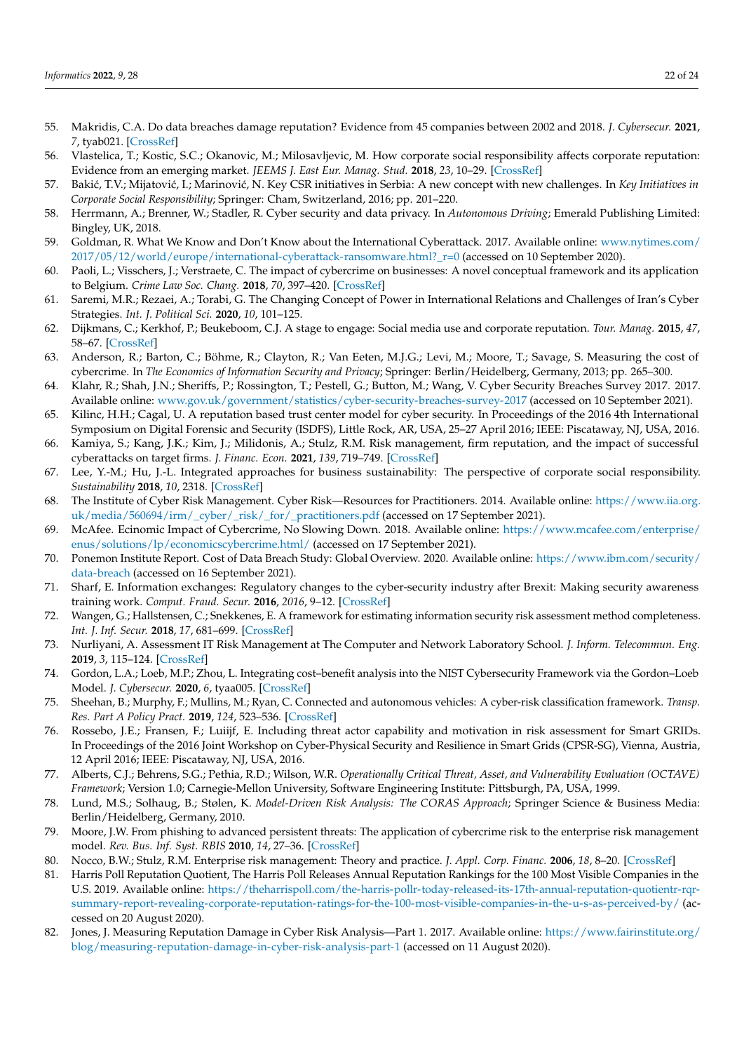55. Makridis, C.A. Do data breaches damage reputation? Evidence from 45 companies between 2002 and 2018. *J. Cybersecur.* **2021**, *7*, tyab021. [CrossRef]
56. Vlastelica, T.; Kostic, S.C.; Okanovic, M.; Milosavljevic, M. How corporate social responsibility affects corporate reputation: Evidence from an emerging market. *JEEMS J. East Eur. Manag. Stud.* **2018**, *23*, 10–29. [CrossRef]
57. Bakić, T.V.; Mijatović, I.; Marinović, N. Key CSR initiatives in Serbia: A new concept with new challenges. In *Key Initiatives in Corporate Social Responsibility*; Springer: Cham, Switzerland, 2016; pp. 201–220.
58. Herrmann, A.; Brenner, W.; Stadler, R. Cyber security and data privacy. In *Autonomous Driving*; Emerald Publishing Limited: Bingley, UK, 2018.
59. Goldman, R. What We Know and Don't Know about the International Cyberattack. 2017. Available online: www.nytimes.com/2017/05/12/world/europe/international-cyberattack-ransomware.html?_r=0 (accessed on 10 September 2020).
60. Paoli, L.; Visschers, J.; Verstraete, C. The impact of cybercrime on businesses: A novel conceptual framework and its application to Belgium. *Crime Law Soc. Chang.* **2018**, *70*, 397–420. [CrossRef]
61. Saremi, M.R.; Rezaei, A.; Torabi, G. The Changing Concept of Power in International Relations and Challenges of Iran's Cyber Strategies. *Int. J. Political Sci.* **2020**, *10*, 101–125.
62. Dijkmans, C.; Kerkhof, P.; Beukeboom, C.J. A stage to engage: Social media use and corporate reputation. *Tour. Manag.* **2015**, *47*, 58–67. [CrossRef]
63. Anderson, R.; Barton, C.; Böhme, R.; Clayton, R.; Van Eeten, M.J.G.; Levi, M.; Moore, T.; Savage, S. Measuring the cost of cybercrime. In *The Economics of Information Security and Privacy*; Springer: Berlin/Heidelberg, Germany, 2013; pp. 265–300.
64. Klahr, R.; Shah, J.N.; Sheriffs, P.; Rossington, T.; Pestell, G.; Button, M.; Wang, V. Cyber Security Breaches Survey 2017. 2017. Available online: www.gov.uk/government/statistics/cyber-security-breaches-survey-2017 (accessed on 10 September 2021).
65. Kilinc, H.H.; Cagal, U. A reputation based trust center model for cyber security. In Proceedings of the 2016 4th International Symposium on Digital Forensic and Security (ISDFS), Little Rock, AR, USA, 25–27 April 2016; IEEE: Piscataway, NJ, USA, 2016.
66. Kamiya, S.; Kang, J.K.; Kim, J.; Milidonis, A.; Stulz, R.M. Risk management, firm reputation, and the impact of successful cyberattacks on target firms. *J. Financ. Econ.* **2021**, *139*, 719–749. [CrossRef]
67. Lee, Y.-M.; Hu, J.-L. Integrated approaches for business sustainability: The perspective of corporate social responsibility. *Sustainability* **2018**, *10*, 2318. [CrossRef]
68. The Institute of Cyber Risk Management. Cyber Risk—Resources for Practitioners. 2014. Available online: https://www.iia.org.uk/media/560694/irm/_cyber/_risk/_for/_practitioners.pdf (accessed on 17 September 2021).
69. McAfee. Ecinomic Impact of Cybercrime, No Slowing Down. 2018. Available online: https://www.mcafee.com/enterprise/enus/solutions/lp/economicscybercrime.html/ (accessed on 17 September 2021).
70. Ponemon Institute Report. Cost of Data Breach Study: Global Overview. 2020. Available online: https://www.ibm.com/security/data-breach (accessed on 16 September 2021).
71. Sharf, E. Information exchanges: Regulatory changes to the cyber-security industry after Brexit: Making security awareness training work. *Comput. Fraud. Secur.* **2016**, *2016*, 9–12. [CrossRef]
72. Wangen, G.; Hallstensen, C.; Snekkenes, E. A framework for estimating information security risk assessment method completeness. *Int. J. Inf. Secur.* **2018**, *17*, 681–699. [CrossRef]
73. Nurliyani, A. Assessment IT Risk Management at The Computer and Network Laboratory School. *J. Inform. Telecommun. Eng.* **2019**, *3*, 115–124. [CrossRef]
74. Gordon, L.A.; Loeb, M.P.; Zhou, L. Integrating cost–benefit analysis into the NIST Cybersecurity Framework via the Gordon–Loeb Model. *J. Cybersecur.* **2020**, *6*, tyaa005. [CrossRef]
75. Sheehan, B.; Murphy, F.; Mullins, M.; Ryan, C. Connected and autonomous vehicles: A cyber-risk classification framework. *Transp. Res. Part A Policy Pract.* **2019**, *124*, 523–536. [CrossRef]
76. Rossebo, J.E.; Fransen, F.; Luiijf, E. Including threat actor capability and motivation in risk assessment for Smart GRIDs. In Proceedings of the 2016 Joint Workshop on Cyber-Physical Security and Resilience in Smart Grids (CPSR-SG), Vienna, Austria, 12 April 2016; IEEE: Piscataway, NJ, USA, 2016.
77. Alberts, C.J.; Behrens, S.G.; Pethia, R.D.; Wilson, W.R. *Operationally Critical Threat, Asset, and Vulnerability Evaluation (OCTAVE) Framework*; Version 1.0; Carnegie-Mellon University, Software Engineering Institute: Pittsburgh, PA, USA, 1999.
78. Lund, M.S.; Solhaug, B.; Stølen, K. *Model-Driven Risk Analysis: The CORAS Approach*; Springer Science & Business Media: Berlin/Heidelberg, Germany, 2010.
79. Moore, J.W. From phishing to advanced persistent threats: The application of cybercrime risk to the enterprise risk management model. *Rev. Bus. Inf. Syst. RBIS* **2010**, *14*, 27–36. [CrossRef]
80. Nocco, B.W.; Stulz, R.M. Enterprise risk management: Theory and practice. *J. Appl. Corp. Financ.* **2006**, *18*, 8–20. [CrossRef]
81. Harris Poll Reputation Quotient, The Harris Poll Releases Annual Reputation Rankings for the 100 Most Visible Companies in the U.S. 2019. Available online: https://theharrispoll.com/the-harris-pollr-today-released-its-17th-annual-reputation-quotientr-rqr-summary-report-revealing-corporate-reputation-ratings-for-the-100-most-visible-companies-in-the-u-s-as-perceived-by/ (accessed on 20 August 2020).
82. Jones, J. Measuring Reputation Damage in Cyber Risk Analysis—Part 1. 2017. Available online: https://www.fairinstitute.org/blog/measuring-reputation-damage-in-cyber-risk-analysis-part-1 (accessed on 11 August 2020).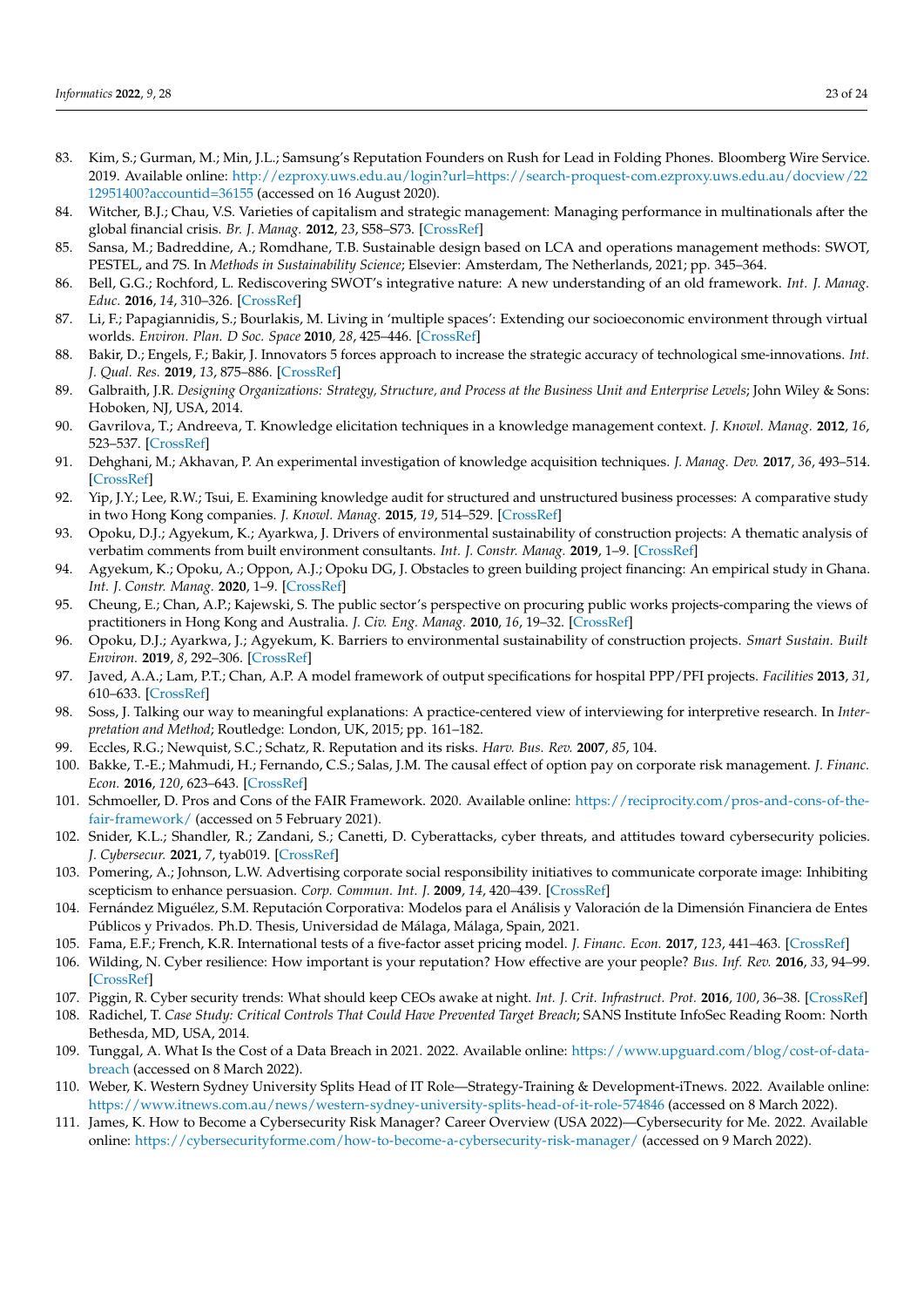83. Kim, S.; Gurman, M.; Min, J.L.; Samsung's Reputation Founders on Rush for Lead in Folding Phones. Bloomberg Wire Service. 2019. Available online: http://ezproxy.uws.edu.au/login?url=https://search-proquest-com.ezproxy.uws.edu.au/docview/2212951400?accountid=36155 (accessed on 16 August 2020).
84. Witcher, B.J.; Chau, V.S. Varieties of capitalism and strategic management: Managing performance in multinationals after the global financial crisis. *Br. J. Manag.* **2012**, *23*, S58–S73. [CrossRef]
85. Sansa, M.; Badreddine, A.; Romdhane, T.B. Sustainable design based on LCA and operations management methods: SWOT, PESTEL, and 7S. In *Methods in Sustainability Science*; Elsevier: Amsterdam, The Netherlands, 2021; pp. 345–364.
86. Bell, G.G.; Rochford, L. Rediscovering SWOT's integrative nature: A new understanding of an old framework. *Int. J. Manag. Educ.* **2016**, *14*, 310–326. [CrossRef]
87. Li, F.; Papagiannidis, S.; Bourlakis, M. Living in 'multiple spaces': Extending our socioeconomic environment through virtual worlds. *Environ. Plan. D Soc. Space* **2010**, *28*, 425–446. [CrossRef]
88. Bakir, D.; Engels, F.; Bakir, J. Innovators 5 forces approach to increase the strategic accuracy of technological sme-innovations. *Int. J. Qual. Res.* **2019**, *13*, 875–886. [CrossRef]
89. Galbraith, J.R. *Designing Organizations: Strategy, Structure, and Process at the Business Unit and Enterprise Levels*; John Wiley & Sons: Hoboken, NJ, USA, 2014.
90. Gavrilova, T.; Andreeva, T. Knowledge elicitation techniques in a knowledge management context. *J. Knowl. Manag.* **2012**, *16*, 523–537. [CrossRef]
91. Dehghani, M.; Akhavan, P. An experimental investigation of knowledge acquisition techniques. *J. Manag. Dev.* **2017**, *36*, 493–514. [CrossRef]
92. Yip, J.Y.; Lee, R.W.; Tsui, E. Examining knowledge audit for structured and unstructured business processes: A comparative study in two Hong Kong companies. *J. Knowl. Manag.* **2015**, *19*, 514–529. [CrossRef]
93. Opoku, D.J.; Agyekum, K.; Ayarkwa, J. Drivers of environmental sustainability of construction projects: A thematic analysis of verbatim comments from built environment consultants. *Int. J. Constr. Manag.* **2019**, 1–9. [CrossRef]
94. Agyekum, K.; Opoku, A.; Oppon, A.J.; Opoku DG, J. Obstacles to green building project financing: An empirical study in Ghana. *Int. J. Constr. Manag.* **2020**, 1–9. [CrossRef]
95. Cheung, E.; Chan, A.P.; Kajewski, S. The public sector's perspective on procuring public works projects-comparing the views of practitioners in Hong Kong and Australia. *J. Civ. Eng. Manag.* **2010**, *16*, 19–32. [CrossRef]
96. Opoku, D.J.; Ayarkwa, J.; Agyekum, K. Barriers to environmental sustainability of construction projects. *Smart Sustain. Built Environ.* **2019**, *8*, 292–306. [CrossRef]
97. Javed, A.A.; Lam, P.T.; Chan, A.P. A model framework of output specifications for hospital PPP/PFI projects. *Facilities* **2013**, *31*, 610–633. [CrossRef]
98. Soss, J. Talking our way to meaningful explanations: A practice-centered view of interviewing for interpretive research. In *Interpretation and Method*; Routledge: London, UK, 2015; pp. 161–182.
99. Eccles, R.G.; Newquist, S.C.; Schatz, R. Reputation and its risks. *Harv. Bus. Rev.* **2007**, *85*, 104.
100. Bakke, T.-E.; Mahmudi, H.; Fernando, C.S.; Salas, J.M. The causal effect of option pay on corporate risk management. *J. Financ. Econ.* **2016**, *120*, 623–643. [CrossRef]
101. Schmoeller, D. Pros and Cons of the FAIR Framework. 2020. Available online: https://reciprocity.com/pros-and-cons-of-the-fair-framework/ (accessed on 5 February 2021).
102. Snider, K.L.; Shandler, R.; Zandani, S.; Canetti, D. Cyberattacks, cyber threats, and attitudes toward cybersecurity policies. *J. Cybersecur.* **2021**, *7*, tyab019. [CrossRef]
103. Pomering, A.; Johnson, L.W. Advertising corporate social responsibility initiatives to communicate corporate image: Inhibiting scepticism to enhance persuasion. *Corp. Commun. Int. J.* **2009**, *14*, 420–439. [CrossRef]
104. Fernández Miguélez, S.M. Reputación Corporativa: Modelos para el Análisis y Valoración de la Dimensión Financiera de Entes Públicos y Privados. Ph.D. Thesis, Universidad de Málaga, Málaga, Spain, 2021.
105. Fama, E.F.; French, K.R. International tests of a five-factor asset pricing model. *J. Financ. Econ.* **2017**, *123*, 441–463. [CrossRef]
106. Wilding, N. Cyber resilience: How important is your reputation? How effective are your people? *Bus. Inf. Rev.* **2016**, *33*, 94–99. [CrossRef]
107. Piggin, R. Cyber security trends: What should keep CEOs awake at night. *Int. J. Crit. Infrastruct. Prot.* **2016**, *100*, 36–38. [CrossRef]
108. Radichel, T. *Case Study: Critical Controls That Could Have Prevented Target Breach*; SANS Institute InfoSec Reading Room: North Bethesda, MD, USA, 2014.
109. Tunggal, A. What Is the Cost of a Data Breach in 2021. 2022. Available online: https://www.upguard.com/blog/cost-of-data-breach (accessed on 8 March 2022).
110. Weber, K. Western Sydney University Splits Head of IT Role—Strategy-Training & Development-iTnews. 2022. Available online: https://www.itnews.com.au/news/western-sydney-university-splits-head-of-it-role-574846 (accessed on 8 March 2022).
111. James, K. How to Become a Cybersecurity Risk Manager? Career Overview (USA 2022)—Cybersecurity for Me. 2022. Available online: https://cybersecurityforme.com/how-to-become-a-cybersecurity-risk-manager/ (accessed on 9 March 2022).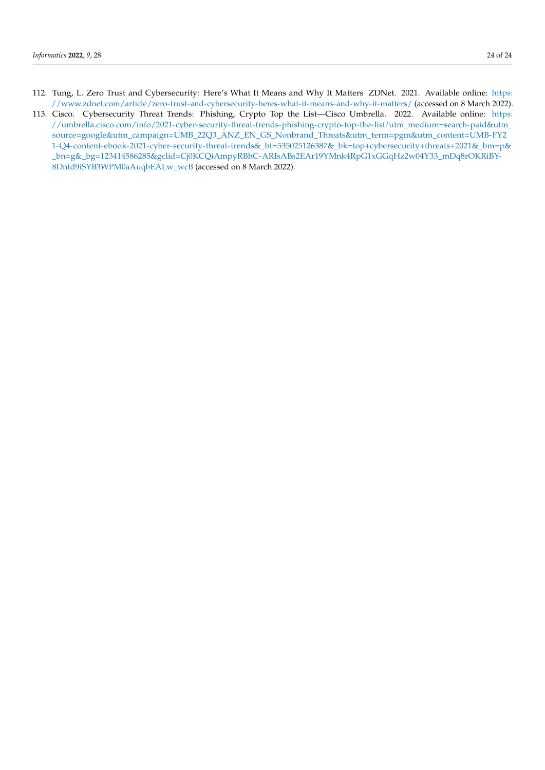112. Tung, L. Zero Trust and Cybersecurity: Here's What It Means and Why It Matters | ZDNet. 2021. Available online: https://www.zdnet.com/article/zero-trust-and-cybersecurity-heres-what-it-means-and-why-it-matters/ (accessed on 8 March 2022).
113. Cisco. Cybersecurity Threat Trends: Phishing, Crypto Top the List—Cisco Umbrella. 2022. Available online: https://umbrella.cisco.com/info/2021-cyber-security-threat-trends-phishing-crypto-top-the-list?utm_medium=search-paid&utm_source=google&utm_campaign=UMB_22Q3_ANZ_EN_GS_Nonbrand_Threats&utm_term=pgm&utm_content=UMB-FY21-Q4-content-ebook-2021-cyber-security-threat-trends&_bt=535025126387&_bk=top+cybersecurity+threats+2021&_bm=p&_bn=g&_bg=123414586285&gclid=Cj0KCQiAmpyRBhC-ARIsABs2EAr19YMnk4RpG1xGGqHz2w04Y33_mDq8rOKRiBY-8Dntd9iSYB3WPM0aAuqbEALw_wcB (accessed on 8 March 2022).